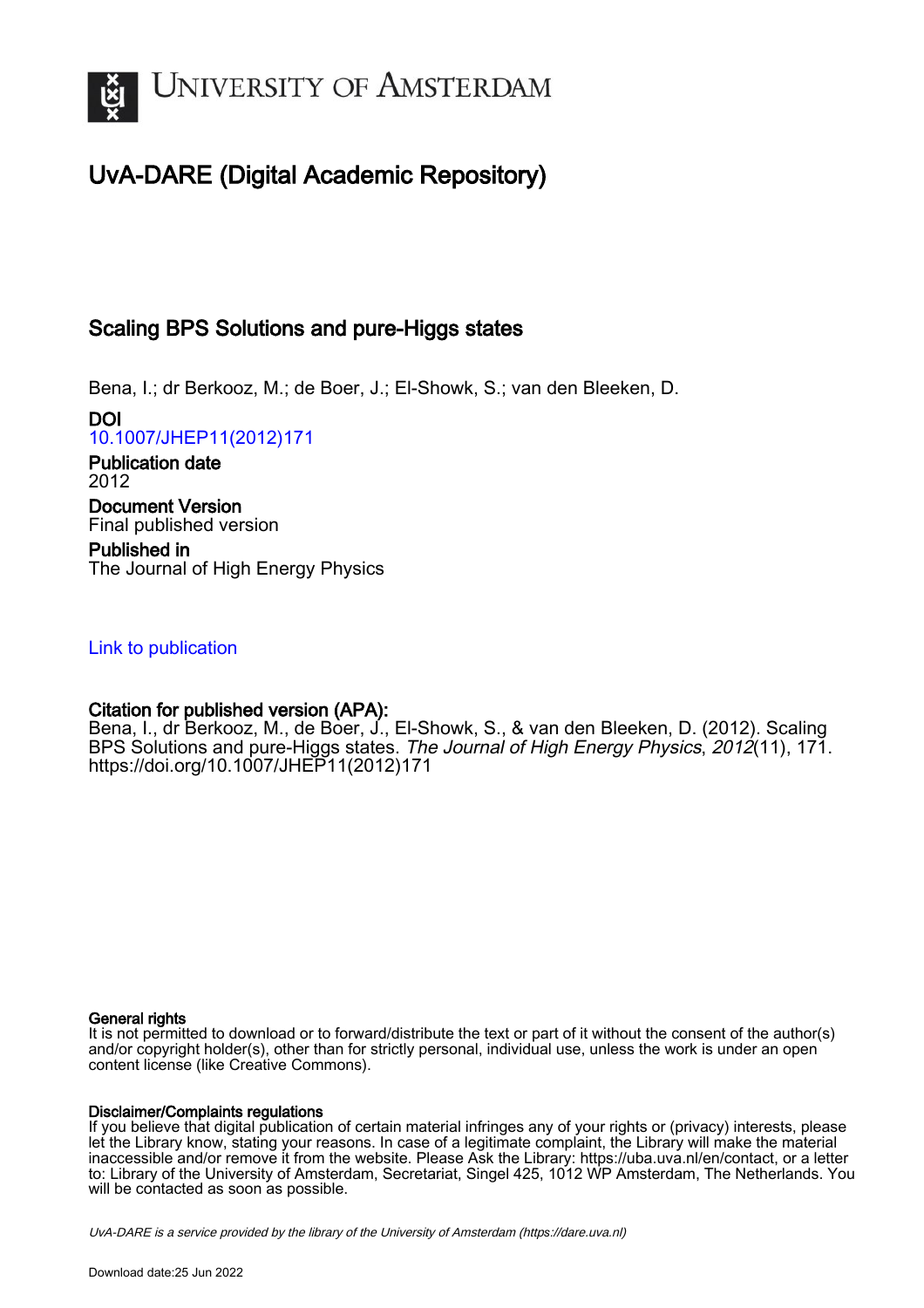UNIVERSITY OF AMSTERDAM

# UvA-DARE (Digital Academic Repository)

## Scaling BPS Solutions and pure-Higgs states

Bena, I.; dr Berkooz, M.; de Boer, J.; El-Showk, S.; van den Bleeken, D.

**DOI**
10.1007/JHEP11(2012)171

**Publication date**
2012

**Document Version**
Final published version

**Published in**
The Journal of High Energy Physics

Link to publication

**Citation for published version (APA):**
Bena, I., dr Berkooz, M., de Boer, J., El-Showk, S., & van den Bleeken, D. (2012). Scaling BPS Solutions and pure-Higgs states. *The Journal of High Energy Physics*, *2012*(11), 171. https://doi.org/10.1007/JHEP11(2012)171

**General rights**
It is not permitted to download or to forward/distribute the text or part of it without the consent of the author(s) and/or copyright holder(s), other than for strictly personal, individual use, unless the work is under an open content license (like Creative Commons).

**Disclaimer/Complaints regulations**
If you believe that digital publication of certain material infringes any of your rights or (privacy) interests, please let the Library know, stating your reasons. In case of a legitimate complaint, the Library will make the material inaccessible and/or remove it from the website. Please Ask the Library: https://uba.uva.nl/en/contact, or a letter to: Library of the University of Amsterdam, Secretariat, Singel 425, 1012 WP Amsterdam, The Netherlands. You will be contacted as soon as possible.

*UvA-DARE is a service provided by the library of the University of Amsterdam (https://dare.uva.nl)*

Download date:25 Jun 2022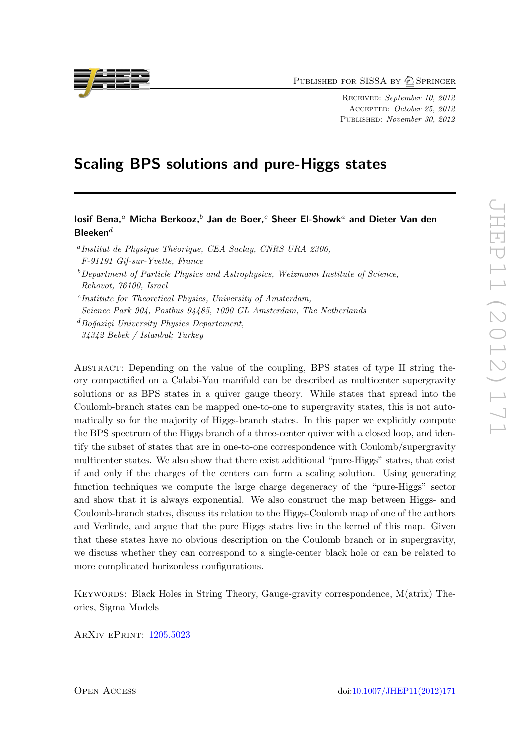# Scaling BPS solutions and pure-Higgs states

**Iosif Bena,[a] Micha Berkooz,[b] Jan de Boer,[c] Sheer El-Showk[a] and Dieter Van den Bleeken[d]**

[a] *Institut de Physique Théorique, CEA Saclay, CNRS URA 2306, F-91191 Gif-sur-Yvette, France*

[b] *Department of Particle Physics and Astrophysics, Weizmann Institute of Science, Rehovot, 76100, Israel*

[c] *Institute for Theoretical Physics, University of Amsterdam, Science Park 904, Postbus 94485, 1090 GL Amsterdam, The Netherlands*

[d] *Boğaziçi University Physics Departement, 34342 Bebek / Istanbul; Turkey*

Abstract: Depending on the value of the coupling, BPS states of type II string theory compactified on a Calabi-Yau manifold can be described as multicenter supergravity solutions or as BPS states in a quiver gauge theory. While states that spread into the Coulomb-branch states can be mapped one-to-one to supergravity states, this is not automatically so for the majority of Higgs-branch states. In this paper we explicitly compute the BPS spectrum of the Higgs branch of a three-center quiver with a closed loop, and identify the subset of states that are in one-to-one correspondence with Coulomb/supergravity multicenter states. We also show that there exist additional "pure-Higgs" states, that exist if and only if the charges of the centers can form a scaling solution. Using generating function techniques we compute the large charge degeneracy of the "pure-Higgs" sector and show that it is always exponential. We also construct the map between Higgs- and Coulomb-branch states, discuss its relation to the Higgs-Coulomb map of one of the authors and Verlinde, and argue that the pure Higgs states live in the kernel of this map. Given that these states have no obvious description on the Coulomb branch or in supergravity, we discuss whether they can correspond to a single-center black hole or can be related to more complicated horizonless configurations.

Keywords: Black Holes in String Theory, Gauge-gravity correspondence, M(atrix) Theories, Sigma Models

ArXiv ePrint: 1205.5023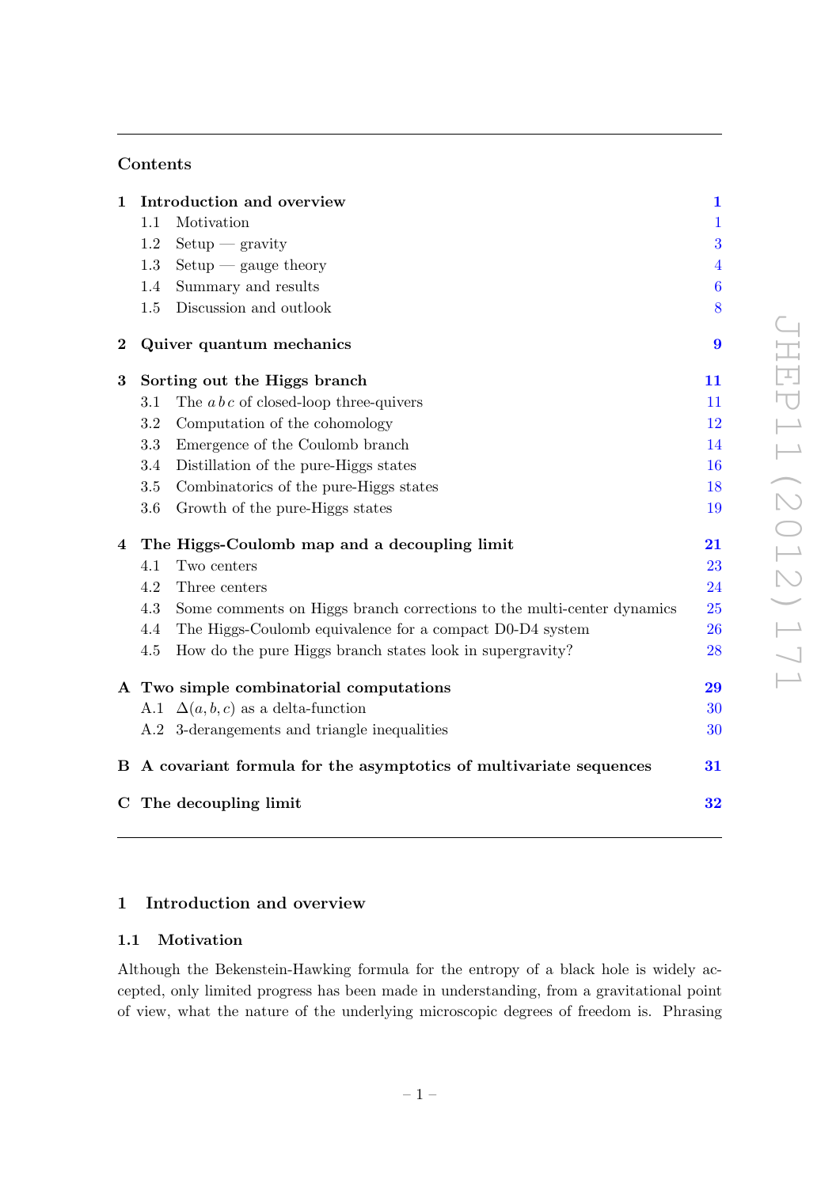## Contents

1 Introduction and overview — 1
- 1.1 Motivation — 1
- 1.2 Setup — gravity — 3
- 1.3 Setup — gauge theory — 4
- 1.4 Summary and results — 6
- 1.5 Discussion and outlook — 8

2 Quiver quantum mechanics — 9

3 Sorting out the Higgs branch — 11
- 3.1 The $a\,b\,c$ of closed-loop three-quivers — 11
- 3.2 Computation of the cohomology — 12
- 3.3 Emergence of the Coulomb branch — 14
- 3.4 Distillation of the pure-Higgs states — 16
- 3.5 Combinatorics of the pure-Higgs states — 18
- 3.6 Growth of the pure-Higgs states — 19

4 The Higgs-Coulomb map and a decoupling limit — 21
- 4.1 Two centers — 23
- 4.2 Three centers — 24
- 4.3 Some comments on Higgs branch corrections to the multi-center dynamics — 25
- 4.4 The Higgs-Coulomb equivalence for a compact D0-D4 system — 26
- 4.5 How do the pure Higgs branch states look in supergravity? — 28

A Two simple combinatorial computations — 29
- A.1 $\Delta(a, b, c)$ as a delta-function — 30
- A.2 3-derangements and triangle inequalities — 30

B A covariant formula for the asymptotics of multivariate sequences — 31

C The decoupling limit — 32

# 1 Introduction and overview

## 1.1 Motivation

Although the Bekenstein-Hawking formula for the entropy of a black hole is widely accepted, only limited progress has been made in understanding, from a gravitational point of view, what the nature of the underlying microscopic degrees of freedom is. Phrasing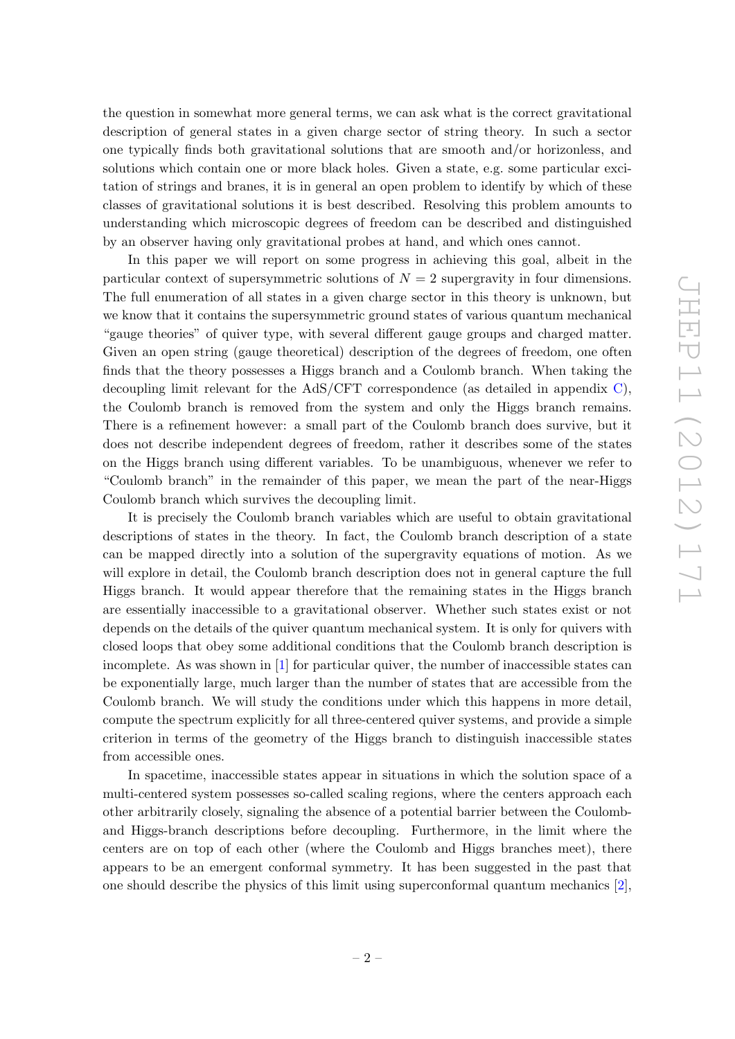the question in somewhat more general terms, we can ask what is the correct gravitational description of general states in a given charge sector of string theory. In such a sector one typically finds both gravitational solutions that are smooth and/or horizonless, and solutions which contain one or more black holes. Given a state, e.g. some particular excitation of strings and branes, it is in general an open problem to identify by which of these classes of gravitational solutions it is best described. Resolving this problem amounts to understanding which microscopic degrees of freedom can be described and distinguished by an observer having only gravitational probes at hand, and which ones cannot.

In this paper we will report on some progress in achieving this goal, albeit in the particular context of supersymmetric solutions of $N = 2$ supergravity in four dimensions. The full enumeration of all states in a given charge sector in this theory is unknown, but we know that it contains the supersymmetric ground states of various quantum mechanical "gauge theories" of quiver type, with several different gauge groups and charged matter. Given an open string (gauge theoretical) description of the degrees of freedom, one often finds that the theory possesses a Higgs branch and a Coulomb branch. When taking the decoupling limit relevant for the AdS/CFT correspondence (as detailed in appendix C), the Coulomb branch is removed from the system and only the Higgs branch remains. There is a refinement however: a small part of the Coulomb branch does survive, but it does not describe independent degrees of freedom, rather it describes some of the states on the Higgs branch using different variables. To be unambiguous, whenever we refer to "Coulomb branch" in the remainder of this paper, we mean the part of the near-Higgs Coulomb branch which survives the decoupling limit.

It is precisely the Coulomb branch variables which are useful to obtain gravitational descriptions of states in the theory. In fact, the Coulomb branch description of a state can be mapped directly into a solution of the supergravity equations of motion. As we will explore in detail, the Coulomb branch description does not in general capture the full Higgs branch. It would appear therefore that the remaining states in the Higgs branch are essentially inaccessible to a gravitational observer. Whether such states exist or not depends on the details of the quiver quantum mechanical system. It is only for quivers with closed loops that obey some additional conditions that the Coulomb branch description is incomplete. As was shown in [1] for particular quiver, the number of inaccessible states can be exponentially large, much larger than the number of states that are accessible from the Coulomb branch. We will study the conditions under which this happens in more detail, compute the spectrum explicitly for all three-centered quiver systems, and provide a simple criterion in terms of the geometry of the Higgs branch to distinguish inaccessible states from accessible ones.

In spacetime, inaccessible states appear in situations in which the solution space of a multi-centered system possesses so-called scaling regions, where the centers approach each other arbitrarily closely, signaling the absence of a potential barrier between the Coulomb- and Higgs-branch descriptions before decoupling. Furthermore, in the limit where the centers are on top of each other (where the Coulomb and Higgs branches meet), there appears to be an emergent conformal symmetry. It has been suggested in the past that one should describe the physics of this limit using superconformal quantum mechanics [2],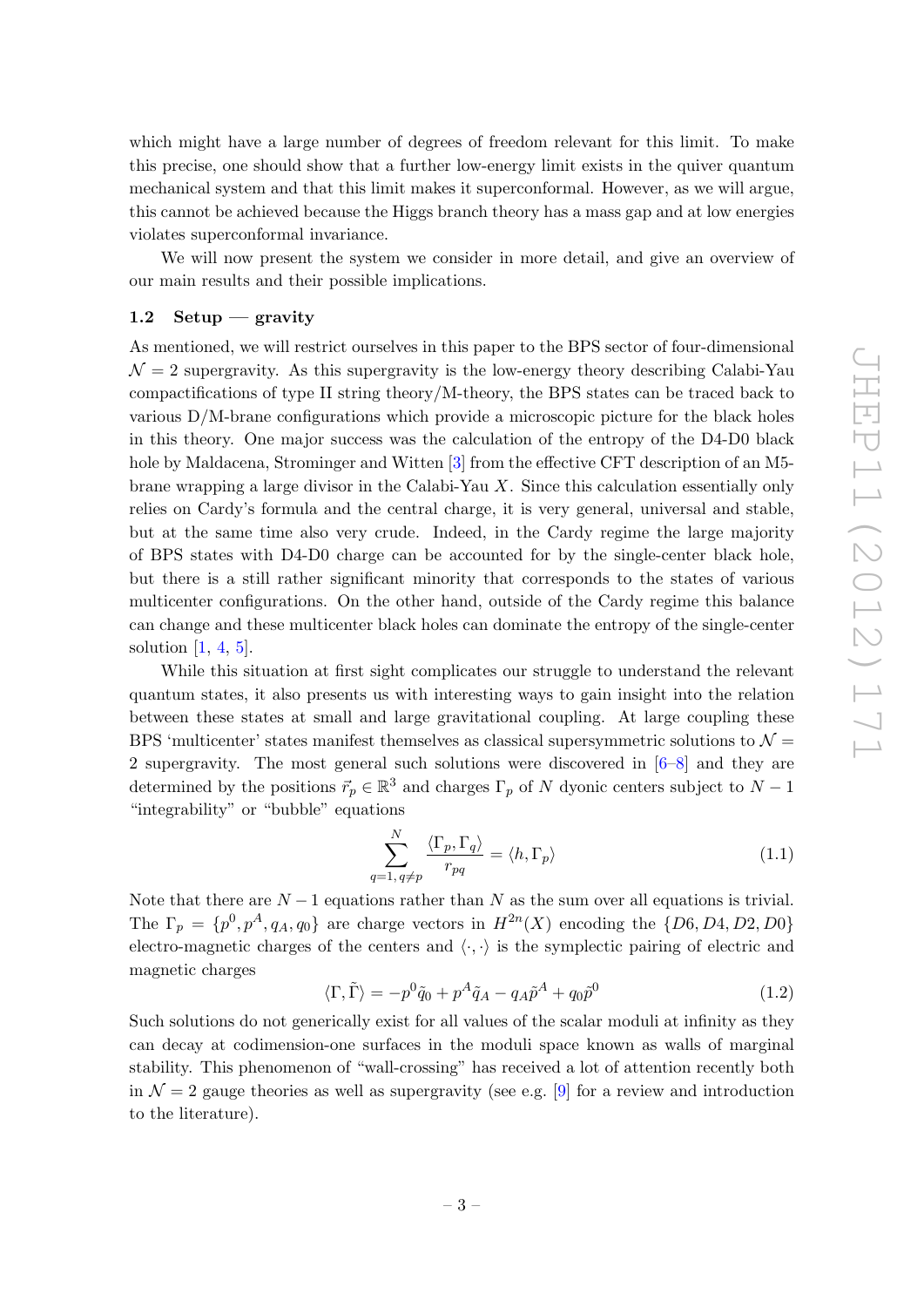which might have a large number of degrees of freedom relevant for this limit. To make this precise, one should show that a further low-energy limit exists in the quiver quantum mechanical system and that this limit makes it superconformal. However, as we will argue, this cannot be achieved because the Higgs branch theory has a mass gap and at low energies violates superconformal invariance.

We will now present the system we consider in more detail, and give an overview of our main results and their possible implications.

### 1.2 Setup — gravity

As mentioned, we will restrict ourselves in this paper to the BPS sector of four-dimensional $\mathcal{N}=2$ supergravity. As this supergravity is the low-energy theory describing Calabi-Yau compactifications of type II string theory/M-theory, the BPS states can be traced back to various D/M-brane configurations which provide a microscopic picture for the black holes in this theory. One major success was the calculation of the entropy of the D4-D0 black hole by Maldacena, Strominger and Witten [3] from the effective CFT description of an M5-brane wrapping a large divisor in the Calabi-Yau $X$. Since this calculation essentially only relies on Cardy's formula and the central charge, it is very general, universal and stable, but at the same time also very crude. Indeed, in the Cardy regime the large majority of BPS states with D4-D0 charge can be accounted for by the single-center black hole, but there is a still rather significant minority that corresponds to the states of various multicenter configurations. On the other hand, outside of the Cardy regime this balance can change and these multicenter black holes can dominate the entropy of the single-center solution [1, 4, 5].

While this situation at first sight complicates our struggle to understand the relevant quantum states, it also presents us with interesting ways to gain insight into the relation between these states at small and large gravitational coupling. At large coupling these BPS 'multicenter' states manifest themselves as classical supersymmetric solutions to $\mathcal{N}=2$ supergravity. The most general such solutions were discovered in [6–8] and they are determined by the positions $\vec{r}_p \in \mathbb{R}^3$ and charges $\Gamma_p$ of $N$ dyonic centers subject to $N-1$ "integrability" or "bubble" equations

$$\sum_{q=1,\, q\neq p}^{N} \frac{\langle \Gamma_p, \Gamma_q \rangle}{r_{pq}} = \langle h, \Gamma_p \rangle \tag{1.1}$$

Note that there are $N-1$ equations rather than $N$ as the sum over all equations is trivial. The $\Gamma_p = \{p^0, p^A, q_A, q_0\}$ are charge vectors in $H^{2n}(X)$ encoding the $\{D6, D4, D2, D0\}$ electro-magnetic charges of the centers and $\langle \cdot, \cdot \rangle$ is the symplectic pairing of electric and magnetic charges

$$\langle \Gamma, \tilde{\Gamma} \rangle = -p^0 \tilde{q}_0 + p^A \tilde{q}_A - q_A \tilde{p}^A + q_0 \tilde{p}^0 \tag{1.2}$$

Such solutions do not generically exist for all values of the scalar moduli at infinity as they can decay at codimension-one surfaces in the moduli space known as walls of marginal stability. This phenomenon of "wall-crossing" has received a lot of attention recently both in $\mathcal{N}=2$ gauge theories as well as supergravity (see e.g. [9] for a review and introduction to the literature).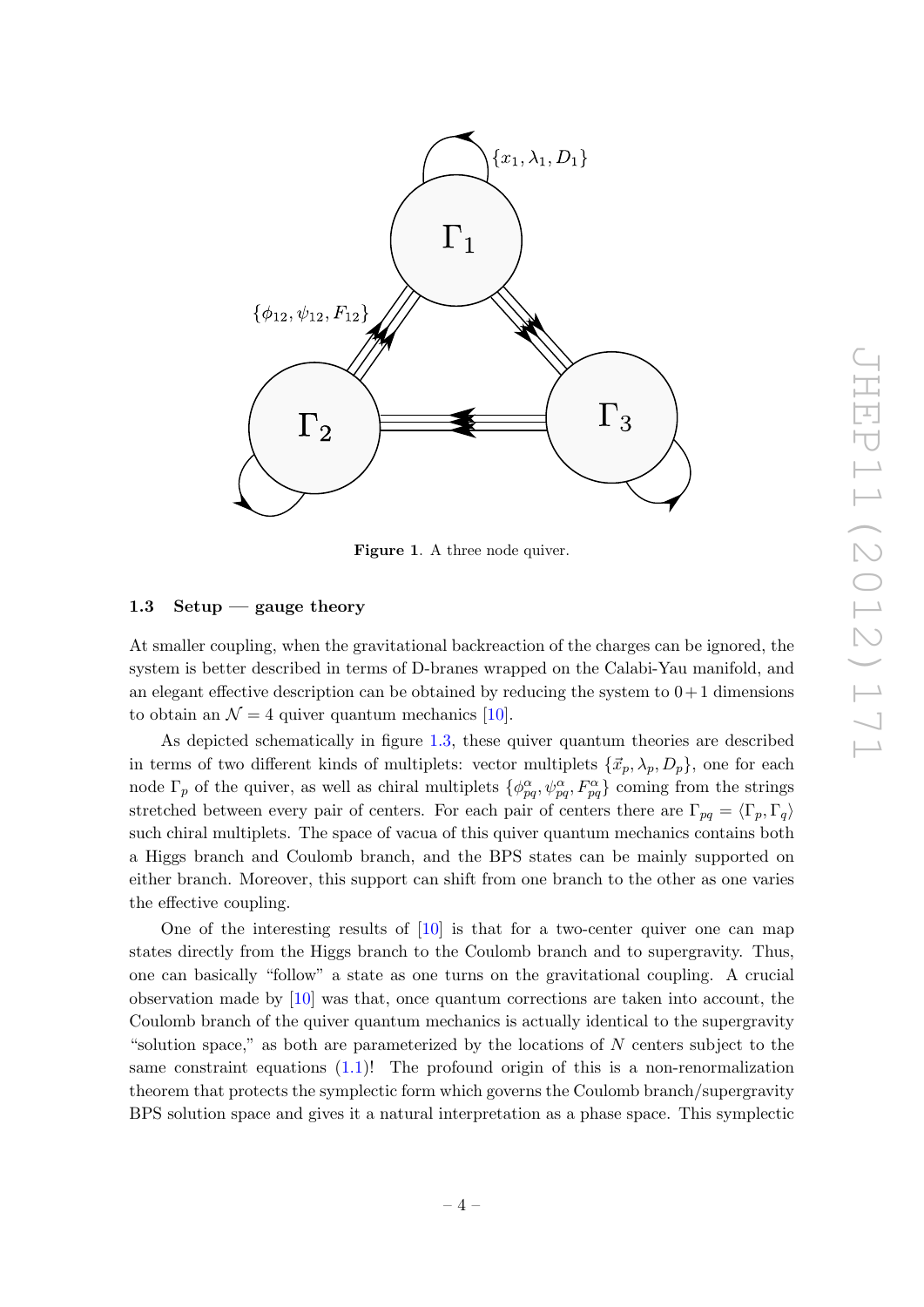**Figure 1**. A three node quiver.

### 1.3 Setup — gauge theory

At smaller coupling, when the gravitational backreaction of the charges can be ignored, the system is better described in terms of D-branes wrapped on the Calabi-Yau manifold, and an elegant effective description can be obtained by reducing the system to $0+1$ dimensions to obtain an $\mathcal{N}=4$ quiver quantum mechanics [10].

As depicted schematically in figure 1.3, these quiver quantum theories are described in terms of two different kinds of multiplets: vector multiplets $\{\vec{x}_p, \lambda_p, D_p\}$, one for each node $\Gamma_p$ of the quiver, as well as chiral multiplets $\{\phi^\alpha_{pq}, \psi^\alpha_{pq}, F^\alpha_{pq}\}$ coming from the strings stretched between every pair of centers. For each pair of centers there are $\Gamma_{pq} = \langle \Gamma_p, \Gamma_q \rangle$ such chiral multiplets. The space of vacua of this quiver quantum mechanics contains both a Higgs branch and Coulomb branch, and the BPS states can be mainly supported on either branch. Moreover, this support can shift from one branch to the other as one varies the effective coupling.

One of the interesting results of [10] is that for a two-center quiver one can map states directly from the Higgs branch to the Coulomb branch and to supergravity. Thus, one can basically "follow" a state as one turns on the gravitational coupling. A crucial observation made by [10] was that, once quantum corrections are taken into account, the Coulomb branch of the quiver quantum mechanics is actually identical to the supergravity "solution space," as both are parameterized by the locations of $N$ centers subject to the same constraint equations (1.1)! The profound origin of this is a non-renormalization theorem that protects the symplectic form which governs the Coulomb branch/supergravity BPS solution space and gives it a natural interpretation as a phase space. This symplectic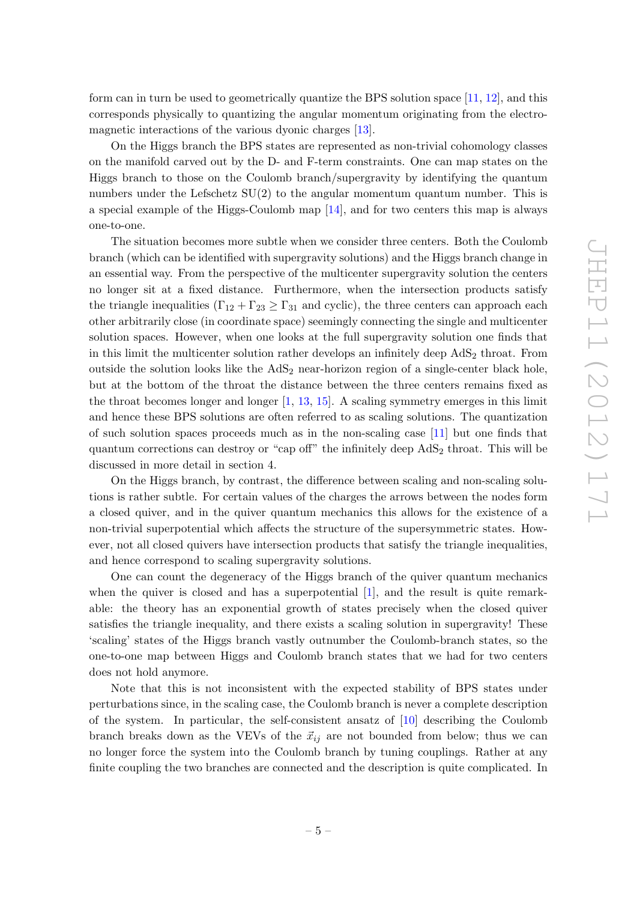form can in turn be used to geometrically quantize the BPS solution space [11, 12], and this corresponds physically to quantizing the angular momentum originating from the electromagnetic interactions of the various dyonic charges [13].

On the Higgs branch the BPS states are represented as non-trivial cohomology classes on the manifold carved out by the D- and F-term constraints. One can map states on the Higgs branch to those on the Coulomb branch/supergravity by identifying the quantum numbers under the Lefschetz SU(2) to the angular momentum quantum number. This is a special example of the Higgs-Coulomb map [14], and for two centers this map is always one-to-one.

The situation becomes more subtle when we consider three centers. Both the Coulomb branch (which can be identified with supergravity solutions) and the Higgs branch change in an essential way. From the perspective of the multicenter supergravity solution the centers no longer sit at a fixed distance. Furthermore, when the intersection products satisfy the triangle inequalities ($\Gamma_{12} + \Gamma_{23} \geq \Gamma_{31}$ and cyclic), the three centers can approach each other arbitrarily close (in coordinate space) seemingly connecting the single and multicenter solution spaces. However, when one looks at the full supergravity solution one finds that in this limit the multicenter solution rather develops an infinitely deep $\mathrm{AdS}_2$ throat. From outside the solution looks like the $\mathrm{AdS}_2$ near-horizon region of a single-center black hole, but at the bottom of the throat the distance between the three centers remains fixed as the throat becomes longer and longer [1, 13, 15]. A scaling symmetry emerges in this limit and hence these BPS solutions are often referred to as scaling solutions. The quantization of such solution spaces proceeds much as in the non-scaling case [11] but one finds that quantum corrections can destroy or "cap off" the infinitely deep $\mathrm{AdS}_2$ throat. This will be discussed in more detail in section 4.

On the Higgs branch, by contrast, the difference between scaling and non-scaling solutions is rather subtle. For certain values of the charges the arrows between the nodes form a closed quiver, and in the quiver quantum mechanics this allows for the existence of a non-trivial superpotential which affects the structure of the supersymmetric states. However, not all closed quivers have intersection products that satisfy the triangle inequalities, and hence correspond to scaling supergravity solutions.

One can count the degeneracy of the Higgs branch of the quiver quantum mechanics when the quiver is closed and has a superpotential [1], and the result is quite remarkable: the theory has an exponential growth of states precisely when the closed quiver satisfies the triangle inequality, and there exists a scaling solution in supergravity! These 'scaling' states of the Higgs branch vastly outnumber the Coulomb-branch states, so the one-to-one map between Higgs and Coulomb branch states that we had for two centers does not hold anymore.

Note that this is not inconsistent with the expected stability of BPS states under perturbations since, in the scaling case, the Coulomb branch is never a complete description of the system. In particular, the self-consistent ansatz of [10] describing the Coulomb branch breaks down as the VEVs of the $\vec{x}_{ij}$ are not bounded from below; thus we can no longer force the system into the Coulomb branch by tuning couplings. Rather at any finite coupling the two branches are connected and the description is quite complicated. In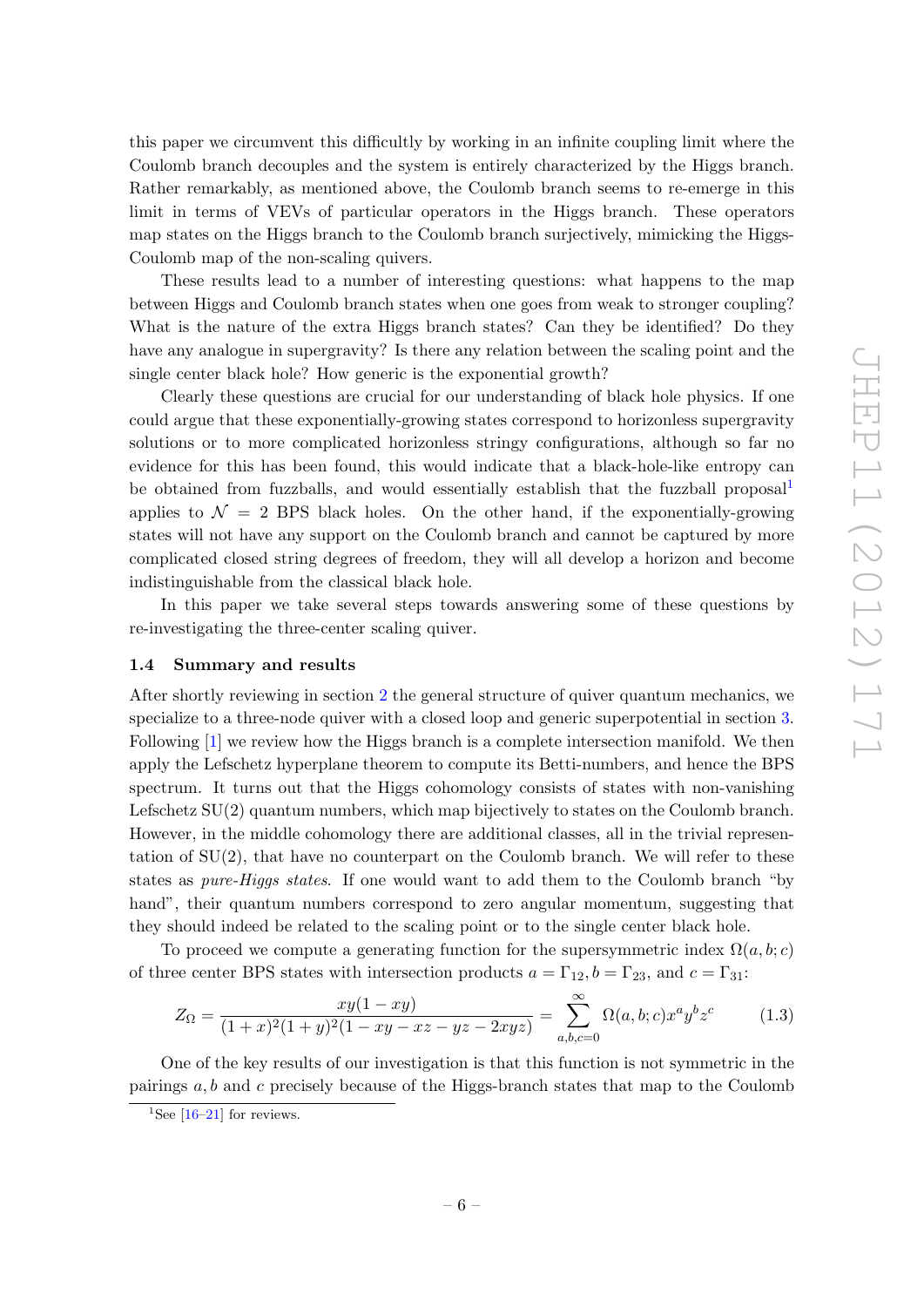this paper we circumvent this difficultly by working in an infinite coupling limit where the Coulomb branch decouples and the system is entirely characterized by the Higgs branch. Rather remarkably, as mentioned above, the Coulomb branch seems to re-emerge in this limit in terms of VEVs of particular operators in the Higgs branch. These operators map states on the Higgs branch to the Coulomb branch surjectively, mimicking the Higgs-Coulomb map of the non-scaling quivers.

These results lead to a number of interesting questions: what happens to the map between Higgs and Coulomb branch states when one goes from weak to stronger coupling? What is the nature of the extra Higgs branch states? Can they be identified? Do they have any analogue in supergravity? Is there any relation between the scaling point and the single center black hole? How generic is the exponential growth?

Clearly these questions are crucial for our understanding of black hole physics. If one could argue that these exponentially-growing states correspond to horizonless supergravity solutions or to more complicated horizonless stringy configurations, although so far no evidence for this has been found, this would indicate that a black-hole-like entropy can be obtained from fuzzballs, and would essentially establish that the fuzzball proposal[1] applies to $\mathcal{N} = 2$ BPS black holes. On the other hand, if the exponentially-growing states will not have any support on the Coulomb branch and cannot be captured by more complicated closed string degrees of freedom, they will all develop a horizon and become indistinguishable from the classical black hole.

In this paper we take several steps towards answering some of these questions by re-investigating the three-center scaling quiver.

### 1.4 Summary and results

After shortly reviewing in section 2 the general structure of quiver quantum mechanics, we specialize to a three-node quiver with a closed loop and generic superpotential in section 3. Following [1] we review how the Higgs branch is a complete intersection manifold. We then apply the Lefschetz hyperplane theorem to compute its Betti-numbers, and hence the BPS spectrum. It turns out that the Higgs cohomology consists of states with non-vanishing Lefschetz SU(2) quantum numbers, which map bijectively to states on the Coulomb branch. However, in the middle cohomology there are additional classes, all in the trivial representation of SU(2), that have no counterpart on the Coulomb branch. We will refer to these states as *pure-Higgs states*. If one would want to add them to the Coulomb branch "by hand", their quantum numbers correspond to zero angular momentum, suggesting that they should indeed be related to the scaling point or to the single center black hole.

To proceed we compute a generating function for the supersymmetric index $\Omega(a, b; c)$ of three center BPS states with intersection products $a = \Gamma_{12}, b = \Gamma_{23}$, and $c = \Gamma_{31}$:

$$Z_\Omega = \frac{xy(1-xy)}{(1+x)^2(1+y)^2(1-xy-xz-yz-2xyz)} = \sum_{a,b,c=0}^{\infty} \Omega(a, b; c) x^a y^b z^c \tag{1.3}$$

One of the key results of our investigation is that this function is not symmetric in the pairings $a, b$ and $c$ precisely because of the Higgs-branch states that map to the Coulomb

[1]See [16–21] for reviews.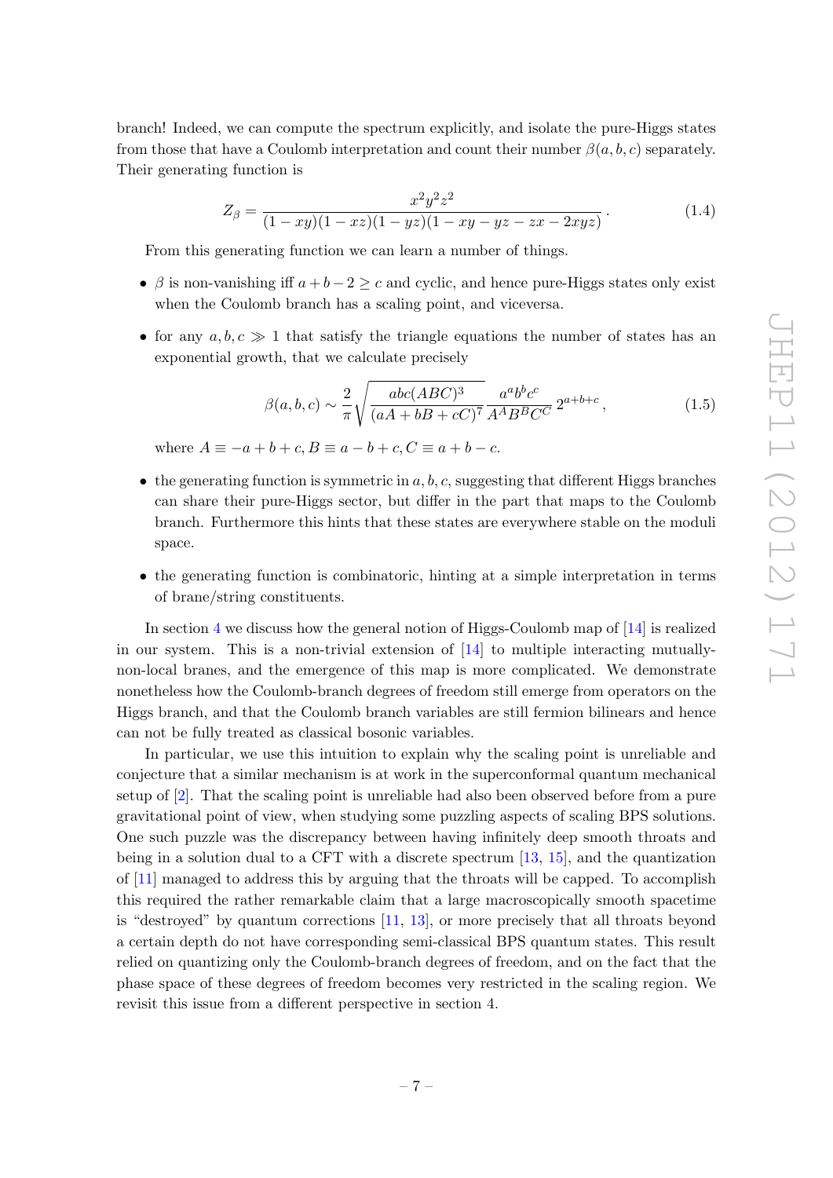branch! Indeed, we can compute the spectrum explicitly, and isolate the pure-Higgs states from those that have a Coulomb interpretation and count their number $\beta(a,b,c)$ separately. Their generating function is

$$Z_\beta = \frac{x^2y^2z^2}{(1-xy)(1-xz)(1-yz)(1-xy-yz-zx-2xyz)}\,. \tag{1.4}$$

From this generating function we can learn a number of things.

- $\beta$ is non-vanishing iff $a+b-2 \geq c$ and cyclic, and hence pure-Higgs states only exist when the Coulomb branch has a scaling point, and viceversa.
- for any $a,b,c \gg 1$ that satisfy the triangle equations the number of states has an exponential growth, that we calculate precisely

$$\beta(a,b,c) \sim \frac{2}{\pi}\sqrt{\frac{abc(ABC)^3}{(aA+bB+cC)^7}}\,\frac{a^ab^bc^c}{A^AB^BC^C}\,2^{a+b+c}\,, \tag{1.5}$$

  where $A \equiv -a+b+c, B \equiv a-b+c, C \equiv a+b-c$.
- the generating function is symmetric in $a,b,c$, suggesting that different Higgs branches can share their pure-Higgs sector, but differ in the part that maps to the Coulomb branch. Furthermore this hints that these states are everywhere stable on the moduli space.
- the generating function is combinatoric, hinting at a simple interpretation in terms of brane/string constituents.

In section 4 we discuss how the general notion of Higgs-Coulomb map of [14] is realized in our system. This is a non-trivial extension of [14] to multiple interacting mutually-non-local branes, and the emergence of this map is more complicated. We demonstrate nonetheless how the Coulomb-branch degrees of freedom still emerge from operators on the Higgs branch, and that the Coulomb branch variables are still fermion bilinears and hence can not be fully treated as classical bosonic variables.

In particular, we use this intuition to explain why the scaling point is unreliable and conjecture that a similar mechanism is at work in the superconformal quantum mechanical setup of [2]. That the scaling point is unreliable had also been observed before from a pure gravitational point of view, when studying some puzzling aspects of scaling BPS solutions. One such puzzle was the discrepancy between having infinitely deep smooth throats and being in a solution dual to a CFT with a discrete spectrum [13, 15], and the quantization of [11] managed to address this by arguing that the throats will be capped. To accomplish this required the rather remarkable claim that a large macroscopically smooth spacetime is "destroyed" by quantum corrections [11, 13], or more precisely that all throats beyond a certain depth do not have corresponding semi-classical BPS quantum states. This result relied on quantizing only the Coulomb-branch degrees of freedom, and on the fact that the phase space of these degrees of freedom becomes very restricted in the scaling region. We revisit this issue from a different perspective in section 4.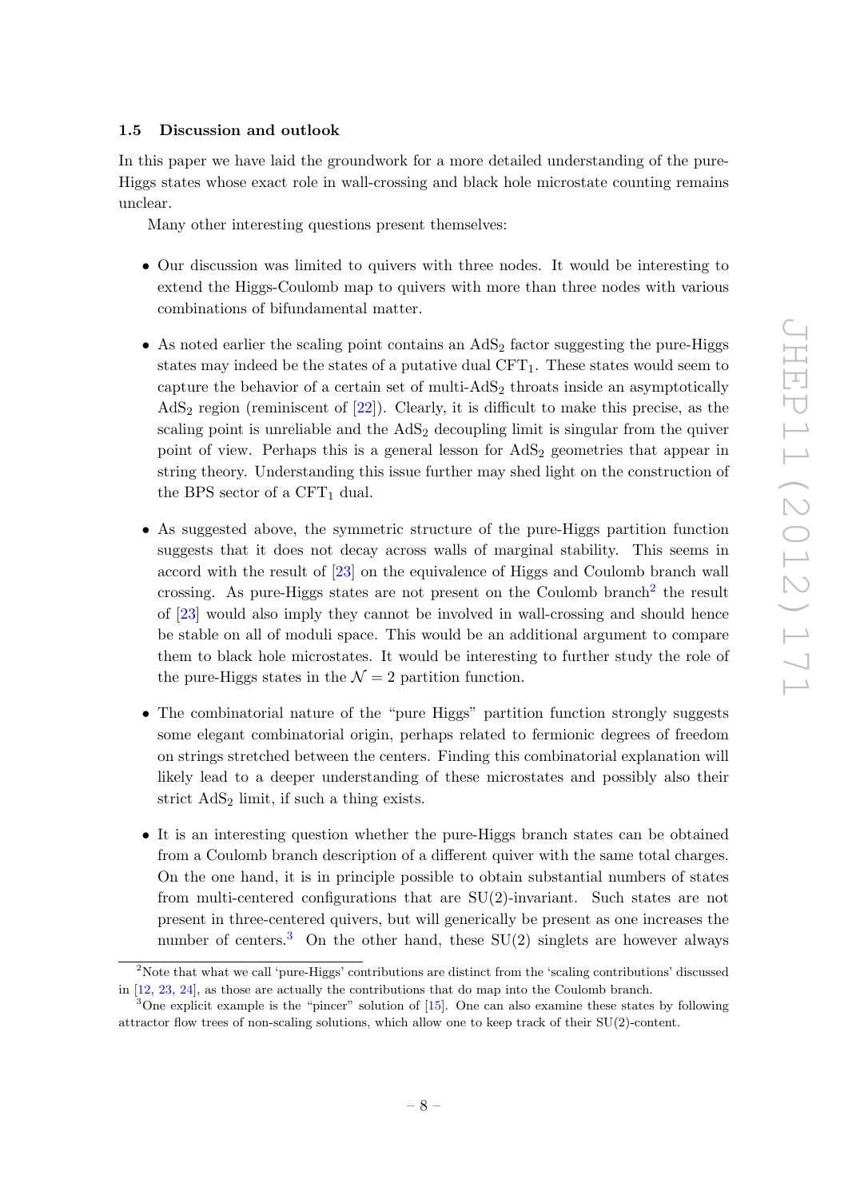### 1.5 Discussion and outlook

In this paper we have laid the groundwork for a more detailed understanding of the pure-Higgs states whose exact role in wall-crossing and black hole microstate counting remains unclear.

Many other interesting questions present themselves:

- Our discussion was limited to quivers with three nodes. It would be interesting to extend the Higgs-Coulomb map to quivers with more than three nodes with various combinations of bifundamental matter.
- As noted earlier the scaling point contains an $AdS_2$ factor suggesting the pure-Higgs states may indeed be the states of a putative dual $CFT_1$. These states would seem to capture the behavior of a certain set of multi-$AdS_2$ throats inside an asymptotically $AdS_2$ region (reminiscent of [22]). Clearly, it is difficult to make this precise, as the scaling point is unreliable and the $AdS_2$ decoupling limit is singular from the quiver point of view. Perhaps this is a general lesson for $AdS_2$ geometries that appear in string theory. Understanding this issue further may shed light on the construction of the BPS sector of a $CFT_1$ dual.
- As suggested above, the symmetric structure of the pure-Higgs partition function suggests that it does not decay across walls of marginal stability. This seems in accord with the result of [23] on the equivalence of Higgs and Coulomb branch wall crossing. As pure-Higgs states are not present on the Coulomb branch[2] the result of [23] would also imply they cannot be involved in wall-crossing and should hence be stable on all of moduli space. This would be an additional argument to compare them to black hole microstates. It would be interesting to further study the role of the pure-Higgs states in the $\mathcal{N} = 2$ partition function.
- The combinatorial nature of the "pure Higgs" partition function strongly suggests some elegant combinatorial origin, perhaps related to fermionic degrees of freedom on strings stretched between the centers. Finding this combinatorial explanation will likely lead to a deeper understanding of these microstates and possibly also their strict $AdS_2$ limit, if such a thing exists.
- It is an interesting question whether the pure-Higgs branch states can be obtained from a Coulomb branch description of a different quiver with the same total charges. On the one hand, it is in principle possible to obtain substantial numbers of states from multi-centered configurations that are SU(2)-invariant. Such states are not present in three-centered quivers, but will generically be present as one increases the number of centers.[3] On the other hand, these SU(2) singlets are however always

---

[2] Note that what we call 'pure-Higgs' contributions are distinct from the 'scaling contributions' discussed in [12, 23, 24], as those are actually the contributions that do map into the Coulomb branch.

[3] One explicit example is the "pincer" solution of [15]. One can also examine these states by following attractor flow trees of non-scaling solutions, which allow one to keep track of their SU(2)-content.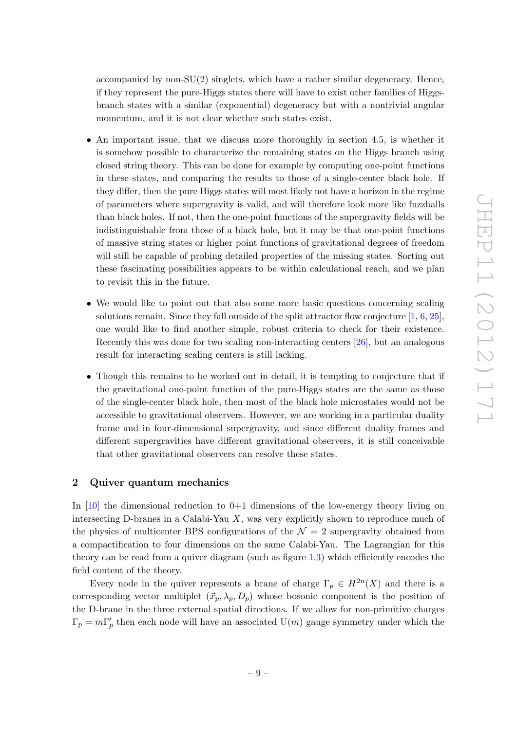accompanied by non-SU(2) singlets, which have a rather similar degeneracy. Hence, if they represent the pure-Higgs states there will have to exist other families of Higgs-branch states with a similar (exponential) degeneracy but with a nontrivial angular momentum, and it is not clear whether such states exist.

- An important issue, that we discuss more thoroughly in section 4.5, is whether it is somehow possible to characterize the remaining states on the Higgs branch using closed string theory. This can be done for example by computing one-point functions in these states, and comparing the results to those of a single-center black hole. If they differ, then the pure Higgs states will most likely not have a horizon in the regime of parameters where supergravity is valid, and will therefore look more like fuzzballs than black holes. If not, then the one-point functions of the supergravity fields will be indistinguishable from those of a black hole, but it may be that one-point functions of massive string states or higher point functions of gravitational degrees of freedom will still be capable of probing detailed properties of the missing states. Sorting out these fascinating possibilities appears to be within calculational reach, and we plan to revisit this in the future.

- We would like to point out that also some more basic questions concerning scaling solutions remain. Since they fall outside of the split attractor flow conjecture [1, 6, 25], one would like to find another simple, robust criteria to check for their existence. Recently this was done for two scaling non-interacting centers [26], but an analogous result for interacting scaling centers is still lacking.

- Though this remains to be worked out in detail, it is tempting to conjecture that if the gravitational one-point function of the pure-Higgs states are the same as those of the single-center black hole, then most of the black hole microstates would not be accessible to gravitational observers. However, we are working in a particular duality frame and in four-dimensional supergravity, and since different duality frames and different supergravities have different gravitational observers, it is still conceivable that other gravitational observers can resolve these states.

## 2 Quiver quantum mechanics

In [10] the dimensional reduction to 0+1 dimensions of the low-energy theory living on intersecting D-branes in a Calabi-Yau $X$, was very explicitly shown to reproduce much of the physics of multicenter BPS configurations of the $\mathcal{N}=2$ supergravity obtained from a compactification to four dimensions on the same Calabi-Yau. The Lagrangian for this theory can be read from a quiver diagram (such as figure 1.3) which efficiently encodes the field content of the theory.

Every node in the quiver represents a brane of charge $\Gamma_p \in H^{2n}(X)$ and there is a corresponding vector multiplet $(\vec{x}_p, \lambda_p, D_p)$ whose bosonic component is the position of the D-brane in the three external spatial directions. If we allow for non-primitive charges $\Gamma_p = m\Gamma'_p$ then each node will have an associated U$(m)$ gauge symmetry under which the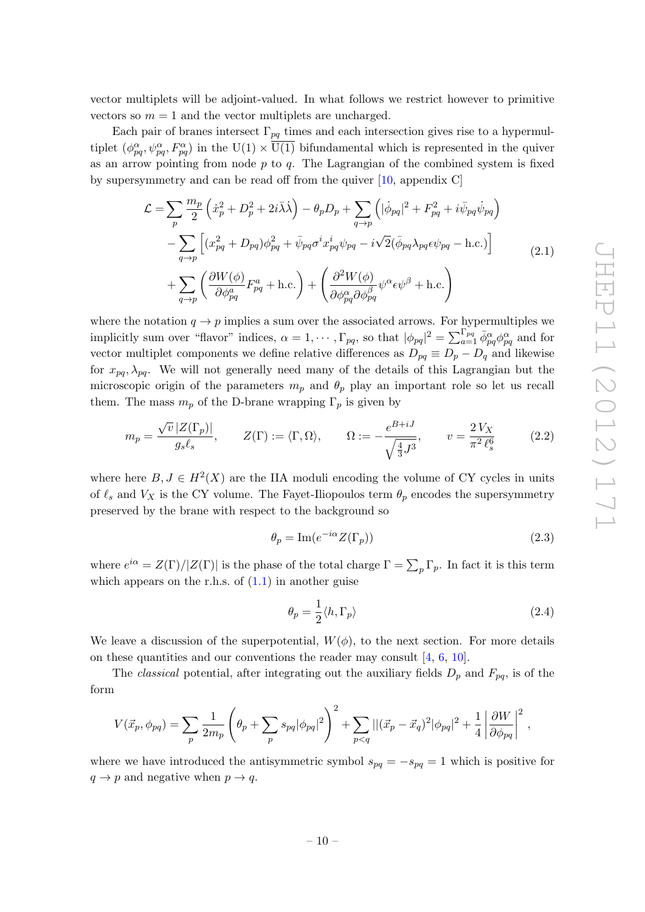vector multiplets will be adjoint-valued. In what follows we restrict however to primitive vectors so $m = 1$ and the vector multiplets are uncharged.

Each pair of branes intersect $\Gamma_{pq}$ times and each intersection gives rise to a hypermultiplet $(\phi^\alpha_{pq}, \psi^\alpha_{pq}, F^\alpha_{pq})$ in the $\mathrm{U}(1) \times \overline{\mathrm{U}(1)}$ bifundamental which is represented in the quiver as an arrow pointing from node $p$ to $q$. The Lagrangian of the combined system is fixed by supersymmetry and can be read off from the quiver [10, appendix C]

$$
\begin{aligned}
\mathcal{L} = & \sum_p \frac{m_p}{2}\left(\dot{x}_p^2 + D_p^2 + 2i\bar{\lambda}\dot{\lambda}\right) - \theta_p D_p + \sum_{q \to p}\left(|\dot{\phi}_{pq}|^2 + F_{pq}^2 + i\bar{\psi}_{pq}\dot{\psi}_{pq}\right) \\
& - \sum_{q \to p}\left[(x_{pq}^2 + D_{pq})\phi_{pq}^2 + \bar{\psi}_{pq}\sigma^i x^i_{pq}\psi_{pq} - i\sqrt{2}(\bar{\phi}_{pq}\lambda_{pq}\epsilon\psi_{pq} - \text{h.c.})\right] \\
& + \sum_{q \to p}\left(\frac{\partial W(\phi)}{\partial \phi^a_{pq}} F^a_{pq} + \text{h.c.}\right) + \left(\frac{\partial^2 W(\phi)}{\partial \phi^\alpha_{pq}\partial \phi^\beta_{pq}}\psi^\alpha \epsilon \psi^\beta + \text{h.c.}\right)
\end{aligned}
\tag{2.1}
$$

where the notation $q \to p$ implies a sum over the associated arrows. For hypermultiples we implicitly sum over "flavor" indices, $\alpha = 1, \cdots, \Gamma_{pq}$, so that $|\phi_{pq}|^2 = \sum_{a=1}^{\Gamma_{pq}} \bar{\phi}^\alpha_{pq}\phi^\alpha_{pq}$ and for vector multiplet components we define relative differences as $D_{pq} \equiv D_p - D_q$ and likewise for $x_{pq}, \lambda_{pq}$. We will not generally need many of the details of this Lagrangian but the microscopic origin of the parameters $m_p$ and $\theta_p$ play an important role so let us recall them. The mass $m_p$ of the D-brane wrapping $\Gamma_p$ is given by

$$
m_p = \frac{\sqrt{v}\,|Z(\Gamma_p)|}{g_s \ell_s}, \qquad Z(\Gamma) := \langle \Gamma, \Omega \rangle, \qquad \Omega := -\frac{e^{B+iJ}}{\sqrt{\frac{4}{3}J^3}}, \qquad v = \frac{2\,V_X}{\pi^2\,\ell_s^6}
\tag{2.2}
$$

where here $B, J \in H^2(X)$ are the IIA moduli encoding the volume of CY cycles in units of $\ell_s$ and $V_X$ is the CY volume. The Fayet-Iliopoulos term $\theta_p$ encodes the supersymmetry preserved by the brane with respect to the background so

$$
\theta_p = \mathrm{Im}(e^{-i\alpha} Z(\Gamma_p))
\tag{2.3}
$$

where $e^{i\alpha} = Z(\Gamma)/|Z(\Gamma)|$ is the phase of the total charge $\Gamma = \sum_p \Gamma_p$. In fact it is this term which appears on the r.h.s. of (1.1) in another guise

$$
\theta_p = \frac{1}{2}\langle h, \Gamma_p \rangle
\tag{2.4}
$$

We leave a discussion of the superpotential, $W(\phi)$, to the next section. For more details on these quantities and our conventions the reader may consult [4, 6, 10].

The *classical* potential, after integrating out the auxiliary fields $D_p$ and $F_{pq}$, is of the form

$$
V(\vec{x}_p, \phi_{pq}) = \sum_p \frac{1}{2m_p}\left(\theta_p + \sum_p s_{pq}|\phi_{pq}|^2\right)^2 + \sum_{p<q} ||(\vec{x}_p - \vec{x}_q)^2|\phi_{pq}|^2 + \frac{1}{4}\left|\frac{\partial W}{\partial \phi_{pq}}\right|^2,
$$

where we have introduced the antisymmetric symbol $s_{pq} = -s_{pq} = 1$ which is positive for $q \to p$ and negative when $p \to q$.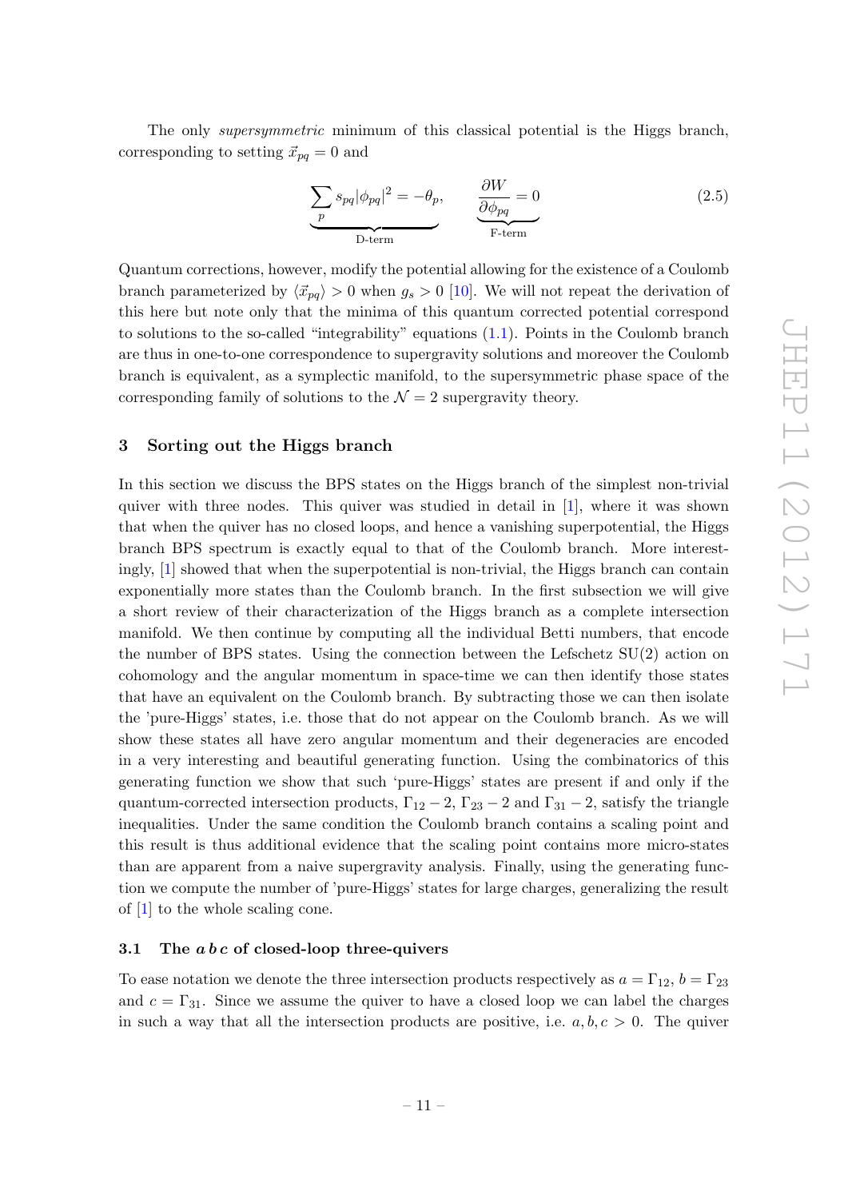The only *supersymmetric* minimum of this classical potential is the Higgs branch, corresponding to setting $\vec{x}_{pq} = 0$ and

$$\underbrace{\sum_{p} s_{pq} |\phi_{pq}|^2 = -\theta_p}_{\text{D-term}}, \qquad \underbrace{\frac{\partial W}{\partial \phi_{pq}} = 0}_{\text{F-term}} \tag{2.5}$$

Quantum corrections, however, modify the potential allowing for the existence of a Coulomb branch parameterized by $\langle \vec{x}_{pq} \rangle > 0$ when $g_s > 0$ [10]. We will not repeat the derivation of this here but note only that the minima of this quantum corrected potential correspond to solutions to the so-called "integrability" equations (1.1). Points in the Coulomb branch are thus in one-to-one correspondence to supergravity solutions and moreover the Coulomb branch is equivalent, as a symplectic manifold, to the supersymmetric phase space of the corresponding family of solutions to the $\mathcal{N} = 2$ supergravity theory.

## 3 Sorting out the Higgs branch

In this section we discuss the BPS states on the Higgs branch of the simplest non-trivial quiver with three nodes. This quiver was studied in detail in [1], where it was shown that when the quiver has no closed loops, and hence a vanishing superpotential, the Higgs branch BPS spectrum is exactly equal to that of the Coulomb branch. More interestingly, [1] showed that when the superpotential is non-trivial, the Higgs branch can contain exponentially more states than the Coulomb branch. In the first subsection we will give a short review of their characterization of the Higgs branch as a complete intersection manifold. We then continue by computing all the individual Betti numbers, that encode the number of BPS states. Using the connection between the Lefschetz SU(2) action on cohomology and the angular momentum in space-time we can then identify those states that have an equivalent on the Coulomb branch. By subtracting those we can then isolate the 'pure-Higgs' states, i.e. those that do not appear on the Coulomb branch. As we will show these states all have zero angular momentum and their degeneracies are encoded in a very interesting and beautiful generating function. Using the combinatorics of this generating function we show that such 'pure-Higgs' states are present if and only if the quantum-corrected intersection products, $\Gamma_{12} - 2$, $\Gamma_{23} - 2$ and $\Gamma_{31} - 2$, satisfy the triangle inequalities. Under the same condition the Coulomb branch contains a scaling point and this result is thus additional evidence that the scaling point contains more micro-states than are apparent from a naive supergravity analysis. Finally, using the generating function we compute the number of 'pure-Higgs' states for large charges, generalizing the result of [1] to the whole scaling cone.

### 3.1 The $a\,b\,c$ of closed-loop three-quivers

To ease notation we denote the three intersection products respectively as $a = \Gamma_{12}$, $b = \Gamma_{23}$ and $c = \Gamma_{31}$. Since we assume the quiver to have a closed loop we can label the charges in such a way that all the intersection products are positive, i.e. $a, b, c > 0$. The quiver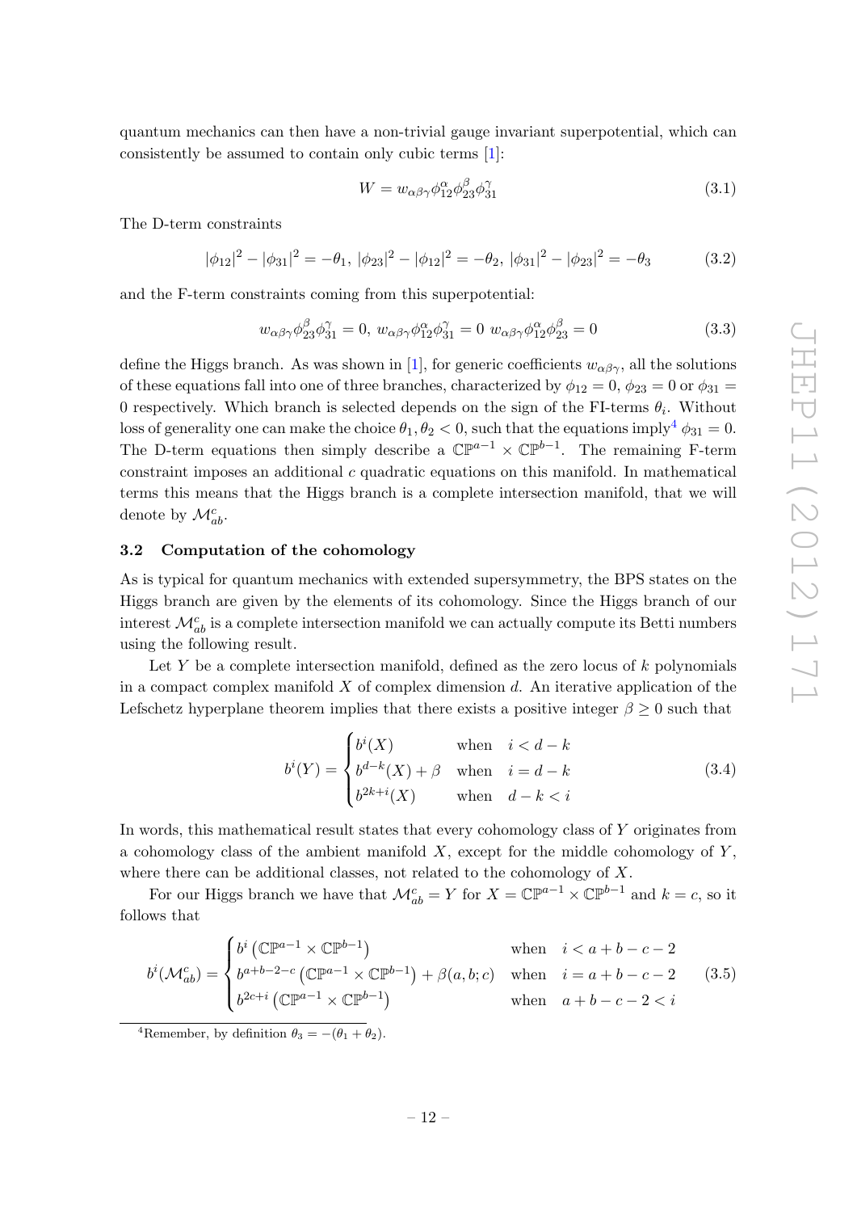quantum mechanics can then have a non-trivial gauge invariant superpotential, which can consistently be assumed to contain only cubic terms [1]:

$$W = w_{\alpha\beta\gamma}\phi_{12}^{\alpha}\phi_{23}^{\beta}\phi_{31}^{\gamma} \tag{3.1}$$

The D-term constraints

$$|\phi_{12}|^2 - |\phi_{31}|^2 = -\theta_1,\ |\phi_{23}|^2 - |\phi_{12}|^2 = -\theta_2,\ |\phi_{31}|^2 - |\phi_{23}|^2 = -\theta_3 \tag{3.2}$$

and the F-term constraints coming from this superpotential:

$$w_{\alpha\beta\gamma}\phi_{23}^{\beta}\phi_{31}^{\gamma} = 0,\ w_{\alpha\beta\gamma}\phi_{12}^{\alpha}\phi_{31}^{\gamma} = 0\ w_{\alpha\beta\gamma}\phi_{12}^{\alpha}\phi_{23}^{\beta} = 0 \tag{3.3}$$

define the Higgs branch. As was shown in [1], for generic coefficients $w_{\alpha\beta\gamma}$, all the solutions of these equations fall into one of three branches, characterized by $\phi_{12} = 0$, $\phi_{23} = 0$ or $\phi_{31} = 0$ respectively. Which branch is selected depends on the sign of the FI-terms $\theta_i$. Without loss of generality one can make the choice $\theta_1, \theta_2 < 0$, such that the equations imply[4] $\phi_{31} = 0$. The D-term equations then simply describe a $\mathbb{CP}^{a-1} \times \mathbb{CP}^{b-1}$. The remaining F-term constraint imposes an additional $c$ quadratic equations on this manifold. In mathematical terms this means that the Higgs branch is a complete intersection manifold, that we will denote by $\mathcal{M}_{ab}^c$.

### 3.2 Computation of the cohomology

As is typical for quantum mechanics with extended supersymmetry, the BPS states on the Higgs branch are given by the elements of its cohomology. Since the Higgs branch of our interest $\mathcal{M}_{ab}^c$ is a complete intersection manifold we can actually compute its Betti numbers using the following result.

Let $Y$ be a complete intersection manifold, defined as the zero locus of $k$ polynomials in a compact complex manifold $X$ of complex dimension $d$. An iterative application of the Lefschetz hyperplane theorem implies that there exists a positive integer $\beta \geq 0$ such that

$$b^i(Y) = \begin{cases} b^i(X) & \text{when} \quad i < d-k \\ b^{d-k}(X) + \beta & \text{when} \quad i = d-k \\ b^{2k+i}(X) & \text{when} \quad d-k < i \end{cases} \tag{3.4}$$

In words, this mathematical result states that every cohomology class of $Y$ originates from a cohomology class of the ambient manifold $X$, except for the middle cohomology of $Y$, where there can be additional classes, not related to the cohomology of $X$.

For our Higgs branch we have that $\mathcal{M}_{ab}^c = Y$ for $X = \mathbb{CP}^{a-1} \times \mathbb{CP}^{b-1}$ and $k = c$, so it follows that

$$b^i(\mathcal{M}_{ab}^c) = \begin{cases} b^i\left(\mathbb{CP}^{a-1} \times \mathbb{CP}^{b-1}\right) & \text{when} \quad i < a+b-c-2 \\ b^{a+b-2-c}\left(\mathbb{CP}^{a-1} \times \mathbb{CP}^{b-1}\right) + \beta(a,b;c) & \text{when} \quad i = a+b-c-2 \\ b^{2c+i}\left(\mathbb{CP}^{a-1} \times \mathbb{CP}^{b-1}\right) & \text{when} \quad a+b-c-2 < i \end{cases} \tag{3.5}$$

[4] Remember, by definition $\theta_3 = -(\theta_1 + \theta_2)$.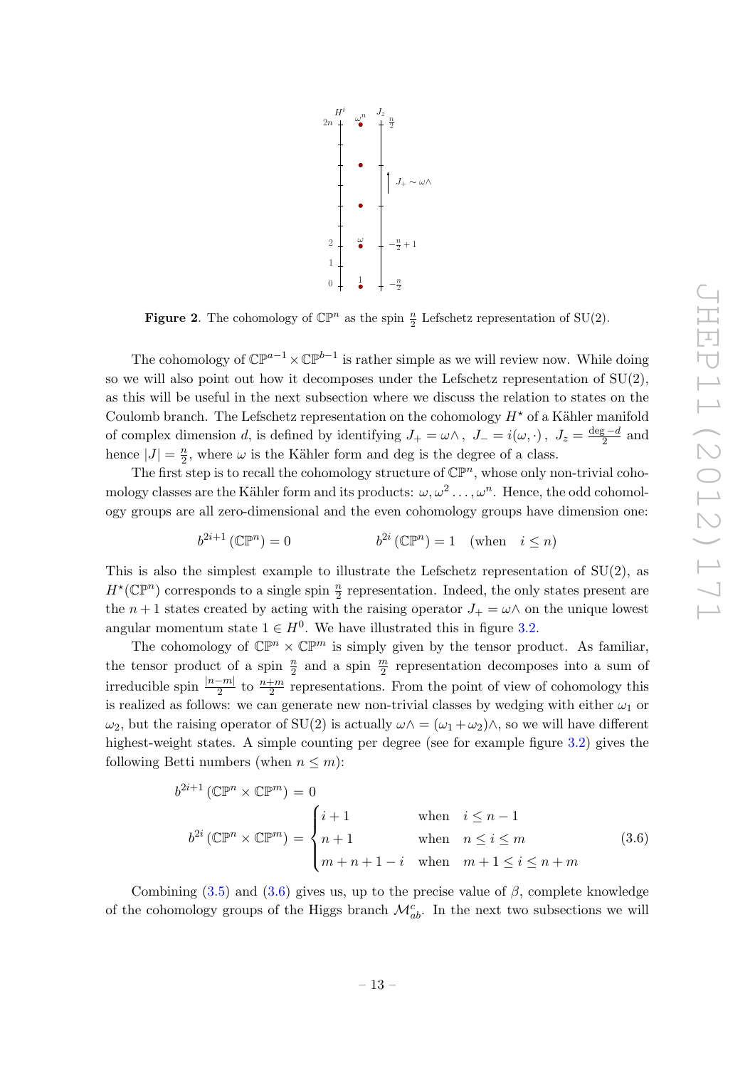**Figure 2**. The cohomology of $\mathbb{CP}^n$ as the spin $\frac{n}{2}$ Lefschetz representation of SU(2).

The cohomology of $\mathbb{CP}^{a-1} \times \mathbb{CP}^{b-1}$ is rather simple as we will review now. While doing so we will also point out how it decomposes under the Lefschetz representation of SU(2), as this will be useful in the next subsection where we discuss the relation to states on the Coulomb branch. The Lefschetz representation on the cohomology $H^\star$ of a Kähler manifold of complex dimension $d$, is defined by identifying $J_+ = \omega\wedge$, $J_- = i(\omega, \cdot)$, $J_z = \frac{\deg - d}{2}$ and hence $|J| = \frac{n}{2}$, where $\omega$ is the Kähler form and deg is the degree of a class.

The first step is to recall the cohomology structure of $\mathbb{CP}^n$, whose only non-trivial cohomology classes are the Kähler form and its products: $\omega, \omega^2 \ldots, \omega^n$. Hence, the odd cohomology groups are all zero-dimensional and the even cohomology groups have dimension one:

$$b^{2i+1}(\mathbb{CP}^n) = 0 \qquad\qquad b^{2i}(\mathbb{CP}^n) = 1 \quad (\text{when} \quad i \leq n)$$

This is also the simplest example to illustrate the Lefschetz representation of SU(2), as $H^\star(\mathbb{CP}^n)$ corresponds to a single spin $\frac{n}{2}$ representation. Indeed, the only states present are the $n+1$ states created by acting with the raising operator $J_+ = \omega\wedge$ on the unique lowest angular momentum state $1 \in H^0$. We have illustrated this in figure 3.2.

The cohomology of $\mathbb{CP}^n \times \mathbb{CP}^m$ is simply given by the tensor product. As familiar, the tensor product of a spin $\frac{n}{2}$ and a spin $\frac{m}{2}$ representation decomposes into a sum of irreducible spin $\frac{|n-m|}{2}$ to $\frac{n+m}{2}$ representations. From the point of view of cohomology this is realized as follows: we can generate new non-trivial classes by wedging with either $\omega_1$ or $\omega_2$, but the raising operator of SU(2) is actually $\omega\wedge = (\omega_1 + \omega_2)\wedge$, so we will have different highest-weight states. A simple counting per degree (see for example figure 3.2) gives the following Betti numbers (when $n \leq m$):

$$b^{2i+1}(\mathbb{CP}^n \times \mathbb{CP}^m) = 0$$
$$b^{2i}(\mathbb{CP}^n \times \mathbb{CP}^m) = \begin{cases} i+1 & \text{when} \quad i \leq n-1 \\ n+1 & \text{when} \quad n \leq i \leq m \\ m+n+1-i & \text{when} \quad m+1 \leq i \leq n+m \end{cases} \tag{3.6}$$

Combining (3.5) and (3.6) gives us, up to the precise value of $\beta$, complete knowledge of the cohomology groups of the Higgs branch $\mathcal{M}^c_{ab}$. In the next two subsections we will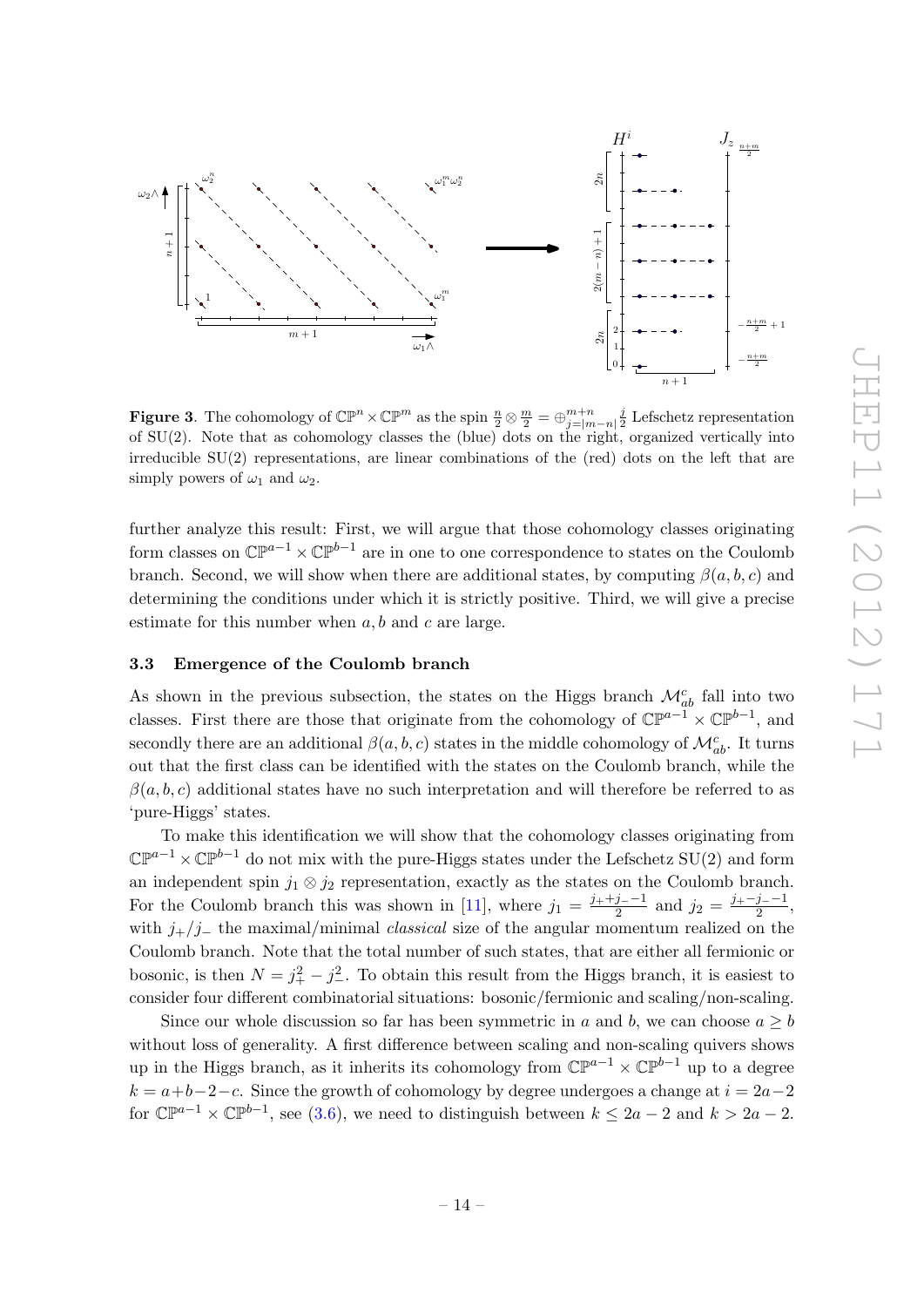**Figure 3**. The cohomology of $\mathbb{CP}^n \times \mathbb{CP}^m$ as the spin $\frac{n}{2} \otimes \frac{m}{2} = \oplus_{j=|m-n|}^{m+n} \frac{j}{2}$ Lefschetz representation of SU(2). Note that as cohomology classes the (blue) dots on the right, organized vertically into irreducible SU(2) representations, are linear combinations of the (red) dots on the left that are simply powers of $\omega_1$ and $\omega_2$.

further analyze this result: First, we will argue that those cohomology classes originating form classes on $\mathbb{CP}^{a-1} \times \mathbb{CP}^{b-1}$ are in one to one correspondence to states on the Coulomb branch. Second, we will show when there are additional states, by computing $\beta(a, b, c)$ and determining the conditions under which it is strictly positive. Third, we will give a precise estimate for this number when $a, b$ and $c$ are large.

### 3.3 Emergence of the Coulomb branch

As shown in the previous subsection, the states on the Higgs branch $\mathcal{M}^c_{ab}$ fall into two classes. First there are those that originate from the cohomology of $\mathbb{CP}^{a-1} \times \mathbb{CP}^{b-1}$, and secondly there are an additional $\beta(a, b, c)$ states in the middle cohomology of $\mathcal{M}^c_{ab}$. It turns out that the first class can be identified with the states on the Coulomb branch, while the $\beta(a, b, c)$ additional states have no such interpretation and will therefore be referred to as 'pure-Higgs' states.

To make this identification we will show that the cohomology classes originating from $\mathbb{CP}^{a-1} \times \mathbb{CP}^{b-1}$ do not mix with the pure-Higgs states under the Lefschetz SU(2) and form an independent spin $j_1 \otimes j_2$ representation, exactly as the states on the Coulomb branch. For the Coulomb branch this was shown in [11], where $j_1 = \frac{j_+ + j_- - 1}{2}$ and $j_2 = \frac{j_+ - j_- - 1}{2}$, with $j_+/j_-$ the maximal/minimal *classical* size of the angular momentum realized on the Coulomb branch. Note that the total number of such states, that are either all fermionic or bosonic, is then $N = j_+^2 - j_-^2$. To obtain this result from the Higgs branch, it is easiest to consider four different combinatorial situations: bosonic/fermionic and scaling/non-scaling.

Since our whole discussion so far has been symmetric in $a$ and $b$, we can choose $a \geq b$ without loss of generality. A first difference between scaling and non-scaling quivers shows up in the Higgs branch, as it inherits its cohomology from $\mathbb{CP}^{a-1} \times \mathbb{CP}^{b-1}$ up to a degree $k = a+b-2-c$. Since the growth of cohomology by degree undergoes a change at $i = 2a-2$ for $\mathbb{CP}^{a-1} \times \mathbb{CP}^{b-1}$, see (3.6), we need to distinguish between $k \leq 2a - 2$ and $k > 2a - 2$.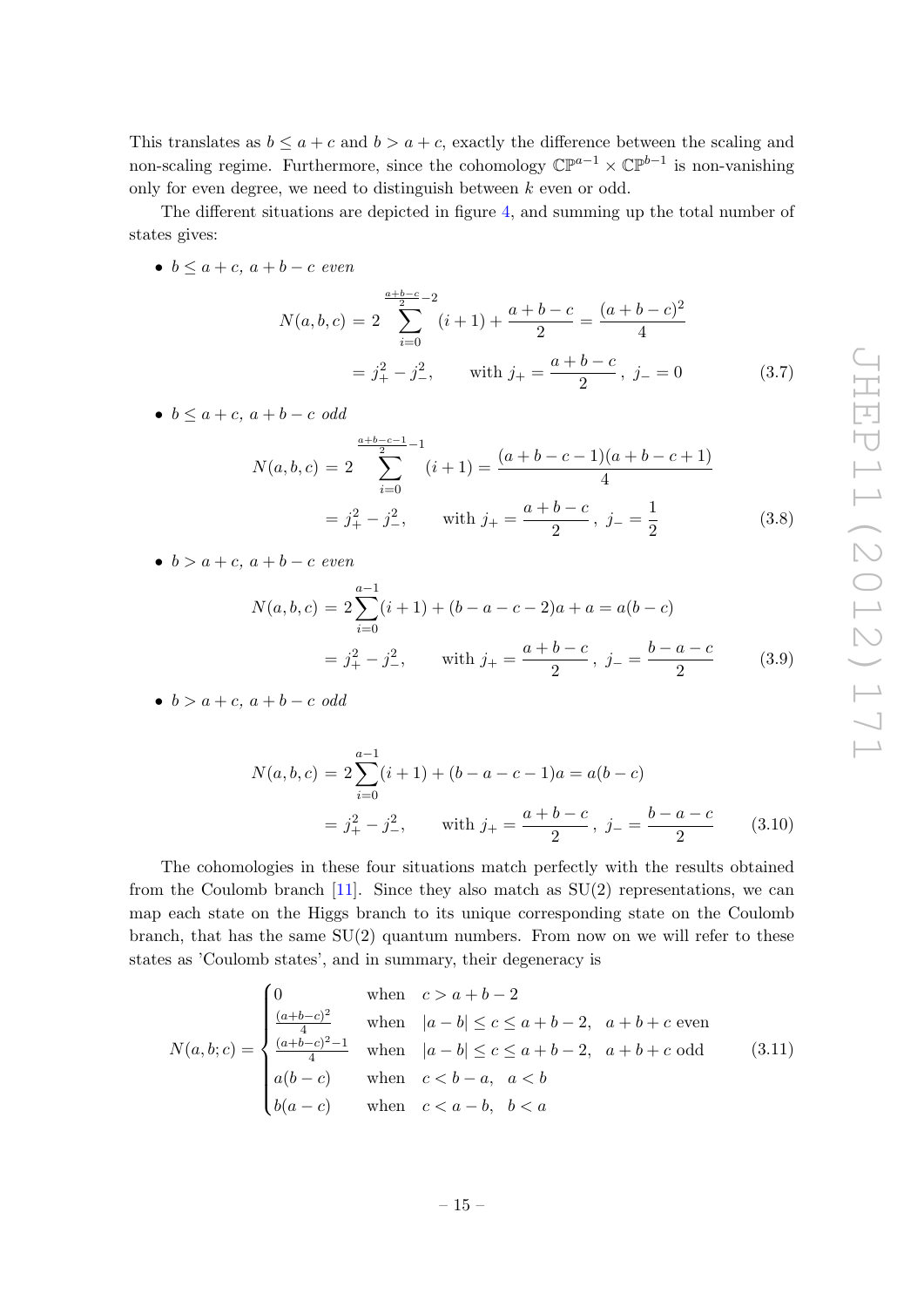This translates as $b \leq a + c$ and $b > a + c$, exactly the difference between the scaling and non-scaling regime. Furthermore, since the cohomology $\mathbb{CP}^{a-1} \times \mathbb{CP}^{b-1}$ is non-vanishing only for even degree, we need to distinguish between $k$ even or odd.

The different situations are depicted in figure 4, and summing up the total number of states gives:

- *$b \leq a + c$, $a + b - c$ even*

$$
\begin{aligned}
N(a,b,c) &= 2\sum_{i=0}^{\frac{a+b-c}{2}-2}(i+1) + \frac{a+b-c}{2} = \frac{(a+b-c)^2}{4} \\
&= j_+^2 - j_-^2, \qquad \text{with } j_+ = \frac{a+b-c}{2}\,,\ j_- = 0
\end{aligned}
\tag{3.7}
$$

- *$b \leq a + c$, $a + b - c$ odd*

$$
\begin{aligned}
N(a,b,c) &= 2\sum_{i=0}^{\frac{a+b-c-1}{2}-1}(i+1) = \frac{(a+b-c-1)(a+b-c+1)}{4} \\
&= j_+^2 - j_-^2, \qquad \text{with } j_+ = \frac{a+b-c}{2}\,,\ j_- = \frac{1}{2}
\end{aligned}
\tag{3.8}
$$

- *$b > a + c$, $a + b - c$ even*

$$
\begin{aligned}
N(a,b,c) &= 2\sum_{i=0}^{a-1}(i+1) + (b-a-c-2)a + a = a(b-c) \\
&= j_+^2 - j_-^2, \qquad \text{with } j_+ = \frac{a+b-c}{2}\,,\ j_- = \frac{b-a-c}{2}
\end{aligned}
\tag{3.9}
$$

- *$b > a + c$, $a + b - c$ odd*

$$
\begin{aligned}
N(a,b,c) &= 2\sum_{i=0}^{a-1}(i+1) + (b-a-c-1)a = a(b-c) \\
&= j_+^2 - j_-^2, \qquad \text{with } j_+ = \frac{a+b-c}{2}\,,\ j_- = \frac{b-a-c}{2}
\end{aligned}
\tag{3.10}
$$

The cohomologies in these four situations match perfectly with the results obtained from the Coulomb branch [11]. Since they also match as SU(2) representations, we can map each state on the Higgs branch to its unique corresponding state on the Coulomb branch, that has the same SU(2) quantum numbers. From now on we will refer to these states as 'Coulomb states', and in summary, their degeneracy is

$$
N(a,b;c) = \begin{cases}
0 & \text{when} \quad c > a+b-2 \\
\frac{(a+b-c)^2}{4} & \text{when} \quad |a-b| \leq c \leq a+b-2, \quad a+b+c \text{ even} \\
\frac{(a+b-c)^2-1}{4} & \text{when} \quad |a-b| \leq c \leq a+b-2, \quad a+b+c \text{ odd} \\
a(b-c) & \text{when} \quad c < b-a, \quad a < b \\
b(a-c) & \text{when} \quad c < a-b, \quad b < a
\end{cases}
\tag{3.11}
$$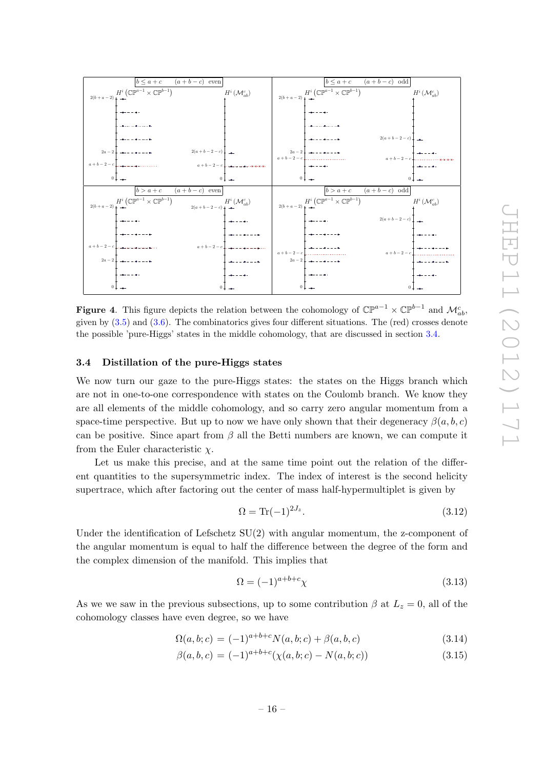**Figure 4**. This figure depicts the relation between the cohomology of $\mathbb{CP}^{a-1} \times \mathbb{CP}^{b-1}$ and $\mathcal{M}^c_{ab}$, given by (3.5) and (3.6). The combinatorics gives four different situations. The (red) crosses denote the possible 'pure-Higgs' states in the middle cohomology, that are discussed in section 3.4.

### 3.4 Distillation of the pure-Higgs states

We now turn our gaze to the pure-Higgs states: the states on the Higgs branch which are not in one-to-one correspondence with states on the Coulomb branch. We know they are all elements of the middle cohomology, and so carry zero angular momentum from a space-time perspective. But up to now we have only shown that their degeneracy $\beta(a,b,c)$ can be positive. Since apart from $\beta$ all the Betti numbers are known, we can compute it from the Euler characteristic $\chi$.

Let us make this precise, and at the same time point out the relation of the different quantities to the supersymmetric index. The index of interest is the second helicity supertrace, which after factoring out the center of mass half-hypermultiplet is given by

$$\Omega = \mathrm{Tr}(-1)^{2J_z}. \tag{3.12}$$

Under the identification of Lefschetz SU(2) with angular momentum, the z-component of the angular momentum is equal to half the difference between the degree of the form and the complex dimension of the manifold. This implies that

$$\Omega = (-1)^{a+b+c}\chi \tag{3.13}$$

As we we saw in the previous subsections, up to some contribution $\beta$ at $L_z = 0$, all of the cohomology classes have even degree, so we have

$$\Omega(a,b;c) = (-1)^{a+b+c}N(a,b;c) + \beta(a,b,c) \tag{3.14}$$

$$\beta(a,b,c) = (-1)^{a+b+c}(\chi(a,b;c) - N(a,b;c)) \tag{3.15}$$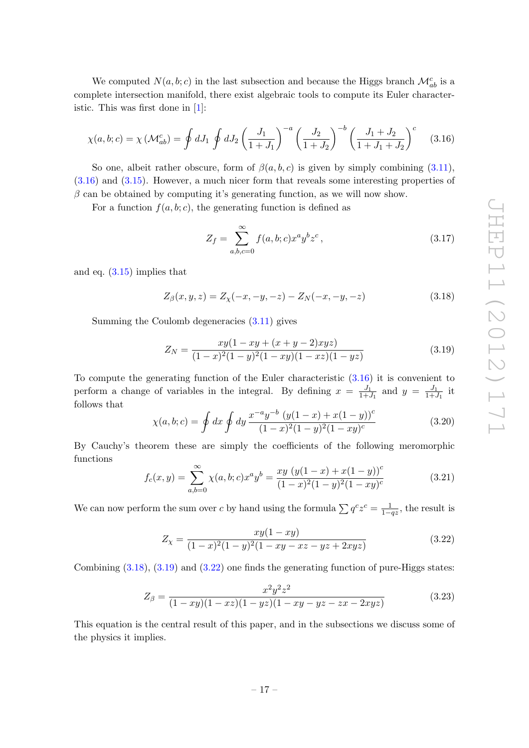We computed $N(a, b; c)$ in the last subsection and because the Higgs branch $\mathcal{M}^c_{ab}$ is a complete intersection manifold, there exist algebraic tools to compute its Euler characteristic. This was first done in [1]:

$$\chi(a, b; c) = \chi\left(\mathcal{M}^c_{ab}\right) = \oint dJ_1 \oint dJ_2 \left(\frac{J_1}{1 + J_1}\right)^{-a} \left(\frac{J_2}{1 + J_2}\right)^{-b} \left(\frac{J_1 + J_2}{1 + J_1 + J_2}\right)^{c} \tag{3.16}$$

So one, albeit rather obscure, form of $\beta(a, b, c)$ is given by simply combining (3.11), (3.16) and (3.15). However, a much nicer form that reveals some interesting properties of $\beta$ can be obtained by computing it's generating function, as we will now show.

For a function $f(a, b; c)$, the generating function is defined as

$$Z_f = \sum_{a,b,c=0}^{\infty} f(a, b; c) x^a y^b z^c \,, \tag{3.17}$$

and eq. (3.15) implies that

$$Z_\beta(x, y, z) = Z_\chi(-x, -y, -z) - Z_N(-x, -y, -z) \tag{3.18}$$

Summing the Coulomb degeneracies (3.11) gives

$$Z_N = \frac{xy(1 - xy + (x + y - 2)xyz)}{(1 - x)^2(1 - y)^2(1 - xy)(1 - xz)(1 - yz)} \tag{3.19}$$

To compute the generating function of the Euler characteristic (3.16) it is convenient to perform a change of variables in the integral. By defining $x = \frac{J_1}{1+J_1}$ and $y = \frac{J_1}{1+J_1}$ it follows that

$$\chi(a, b; c) = \oint dx \oint dy \, \frac{x^{-a} y^{-b} \, (y(1 - x) + x(1 - y))^c}{(1 - x)^2(1 - y)^2(1 - xy)^c} \tag{3.20}$$

By Cauchy's theorem these are simply the coefficients of the following meromorphic functions

$$f_c(x, y) = \sum_{a,b=0}^{\infty} \chi(a, b; c) x^a y^b = \frac{xy \, (y(1 - x) + x(1 - y))^c}{(1 - x)^2(1 - y)^2(1 - xy)^c} \tag{3.21}$$

We can now perform the sum over $c$ by hand using the formula $\sum q^c z^c = \frac{1}{1-qz}$, the result is

$$Z_\chi = \frac{xy(1 - xy)}{(1 - x)^2(1 - y)^2(1 - xy - xz - yz + 2xyz)} \tag{3.22}$$

Combining (3.18), (3.19) and (3.22) one finds the generating function of pure-Higgs states:

$$Z_\beta = \frac{x^2 y^2 z^2}{(1 - xy)(1 - xz)(1 - yz)(1 - xy - yz - zx - 2xyz)} \tag{3.23}$$

This equation is the central result of this paper, and in the subsections we discuss some of the physics it implies.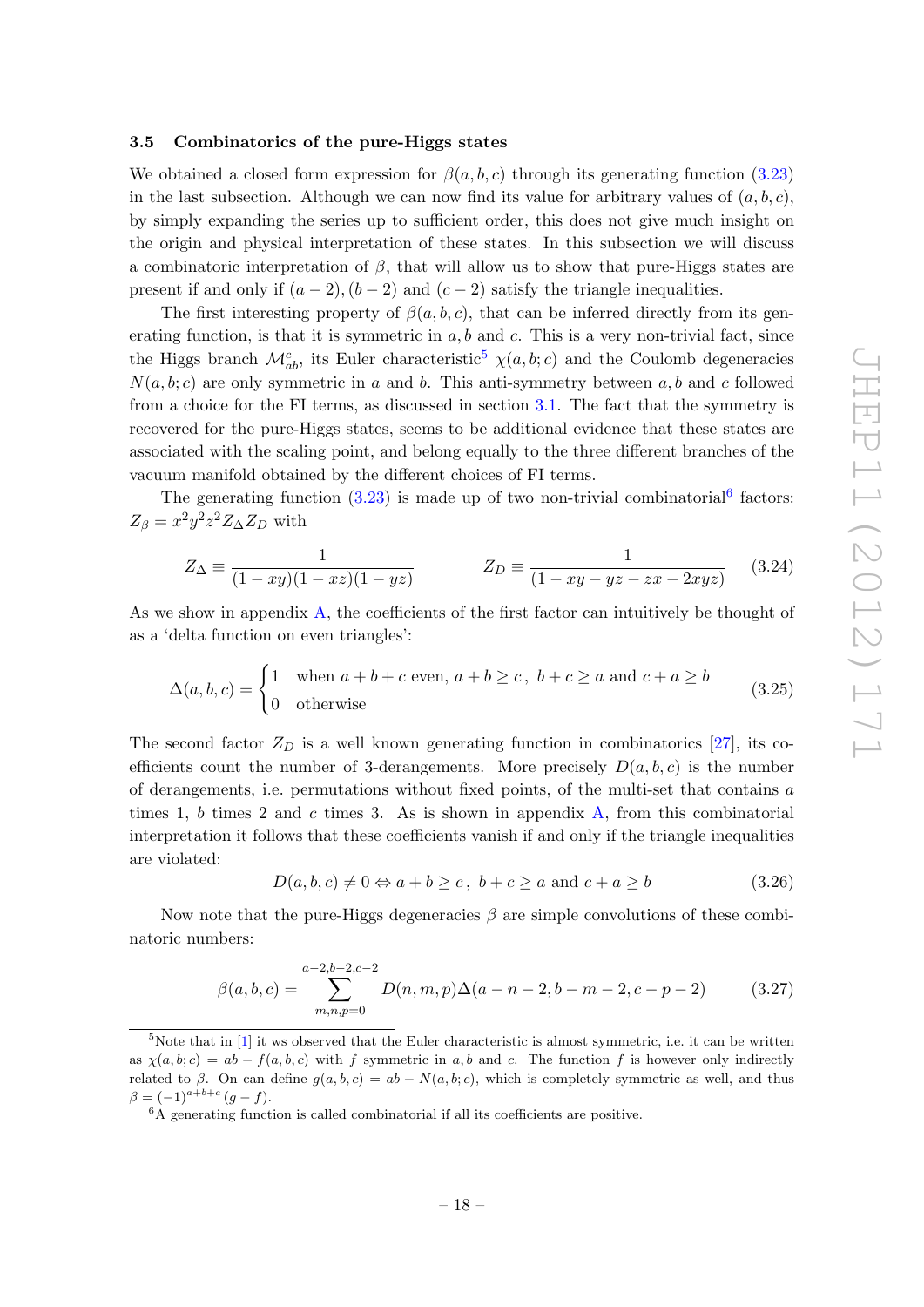### 3.5 Combinatorics of the pure-Higgs states

We obtained a closed form expression for $\beta(a,b,c)$ through its generating function (3.23) in the last subsection. Although we can now find its value for arbitrary values of $(a,b,c)$, by simply expanding the series up to sufficient order, this does not give much insight on the origin and physical interpretation of these states. In this subsection we will discuss a combinatoric interpretation of $\beta$, that will allow us to show that pure-Higgs states are present if and only if $(a-2),(b-2)$ and $(c-2)$ satisfy the triangle inequalities.

The first interesting property of $\beta(a,b,c)$, that can be inferred directly from its generating function, is that it is symmetric in $a,b$ and $c$. This is a very non-trivial fact, since the Higgs branch $\mathcal{M}^{c}_{ab}$, its Euler characteristic[5] $\chi(a,b;c)$ and the Coulomb degeneracies $N(a,b;c)$ are only symmetric in $a$ and $b$. This anti-symmetry between $a,b$ and $c$ followed from a choice for the FI terms, as discussed in section 3.1. The fact that the symmetry is recovered for the pure-Higgs states, seems to be additional evidence that these states are associated with the scaling point, and belong equally to the three different branches of the vacuum manifold obtained by the different choices of FI terms.

The generating function (3.23) is made up of two non-trivial combinatorial[6] factors: $Z_\beta = x^2y^2z^2 Z_\Delta Z_D$ with

$$Z_\Delta \equiv \frac{1}{(1-xy)(1-xz)(1-yz)} \qquad\qquad Z_D \equiv \frac{1}{(1-xy-yz-zx-2xyz)} \tag{3.24}$$

As we show in appendix A, the coefficients of the first factor can intuitively be thought of as a 'delta function on even triangles':

$$\Delta(a,b,c) = \begin{cases} 1 & \text{when } a+b+c \text{ even},\ a+b\geq c\,,\ b+c\geq a \text{ and } c+a\geq b \\ 0 & \text{otherwise} \end{cases} \tag{3.25}$$

The second factor $Z_D$ is a well known generating function in combinatorics [27], its coefficients count the number of 3-derangements. More precisely $D(a,b,c)$ is the number of derangements, i.e. permutations without fixed points, of the multi-set that contains $a$ times 1, $b$ times 2 and $c$ times 3. As is shown in appendix A, from this combinatorial interpretation it follows that these coefficients vanish if and only if the triangle inequalities are violated:

$$D(a,b,c)\neq 0 \Leftrightarrow a+b\geq c\,,\ b+c\geq a \text{ and } c+a\geq b \tag{3.26}$$

Now note that the pure-Higgs degeneracies $\beta$ are simple convolutions of these combinatoric numbers:

$$\beta(a,b,c) = \sum_{m,n,p=0}^{a-2,b-2,c-2} D(n,m,p)\Delta(a-n-2,b-m-2,c-p-2) \tag{3.27}$$

---

[5] Note that in [1] it ws observed that the Euler characteristic is almost symmetric, i.e. it can be written as $\chi(a,b;c) = ab - f(a,b,c)$ with $f$ symmetric in $a,b$ and $c$. The function $f$ is however only indirectly related to $\beta$. On can define $g(a,b,c) = ab - N(a,b;c)$, which is completely symmetric as well, and thus $\beta = (-1)^{a+b+c}(g-f)$.

[6] A generating function is called combinatorial if all its coefficients are positive.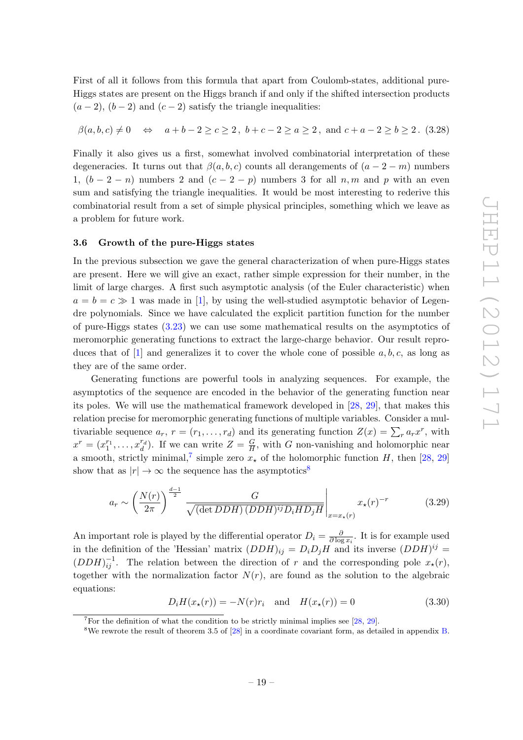First of all it follows from this formula that apart from Coulomb-states, additional pure-Higgs states are present on the Higgs branch if and only if the shifted intersection products $(a-2)$, $(b-2)$ and $(c-2)$ satisfy the triangle inequalities:

$$\beta(a,b,c) \neq 0 \quad \Leftrightarrow \quad a+b-2 \geq c \geq 2\,,\ b+c-2 \geq a \geq 2\,,\ \text{and}\ c+a-2 \geq b \geq 2\,. \tag{3.28}$$

Finally it also gives us a first, somewhat involved combinatorial interpretation of these degeneracies. It turns out that $\beta(a,b,c)$ counts all derangements of $(a-2-m)$ numbers 1, $(b-2-n)$ numbers 2 and $(c-2-p)$ numbers 3 for all $n, m$ and $p$ with an even sum and satisfying the triangle inequalities. It would be most interesting to rederive this combinatorial result from a set of simple physical principles, something which we leave as a problem for future work.

### 3.6 Growth of the pure-Higgs states

In the previous subsection we gave the general characterization of when pure-Higgs states are present. Here we will give an exact, rather simple expression for their number, in the limit of large charges. A first such asymptotic analysis (of the Euler characteristic) when $a = b = c \gg 1$ was made in [1], by using the well-studied asymptotic behavior of Legendre polynomials. Since we have calculated the explicit partition function for the number of pure-Higgs states (3.23) we can use some mathematical results on the asymptotics of meromorphic generating functions to extract the large-charge behavior. Our result reproduces that of [1] and generalizes it to cover the whole cone of possible $a, b, c$, as long as they are of the same order.

Generating functions are powerful tools in analyzing sequences. For example, the asymptotics of the sequence are encoded in the behavior of the generating function near its poles. We will use the mathematical framework developed in [28, 29], that makes this relation precise for meromorphic generating functions of multiple variables. Consider a multivariable sequence $a_r$, $r = (r_1, \ldots, r_d)$ and its generating function $Z(x) = \sum_r a_r x^r$, with $x^r = (x_1^{r_1}, \ldots, x_d^{r_d})$. If we can write $Z = \frac{G}{H}$, with $G$ non-vanishing and holomorphic near a smooth, strictly minimal,[7] simple zero $x_\star$ of the holomorphic function $H$, then [28, 29] show that as $|r| \to \infty$ the sequence has the asymptotics[8]

$$a_r \sim \left(\frac{N(r)}{2\pi}\right)^{\frac{d-1}{2}} \left. \frac{G}{\sqrt{(\det DDH)\,(DDH)^{ij} D_i H D_j H}} \right|_{x=x_\star(r)} x_\star(r)^{-r} \tag{3.29}$$

An important role is played by the differential operator $D_i = \frac{\partial}{\partial \log x_i}$. It is for example used in the definition of the 'Hessian' matrix $(DDH)_{ij} = D_i D_j H$ and its inverse $(DDH)^{ij} = (DDH)^{-1}_{ij}$. The relation between the direction of $r$ and the corresponding pole $x_\star(r)$, together with the normalization factor $N(r)$, are found as the solution to the algebraic equations:

$$D_i H(x_\star(r)) = -N(r) r_i \quad \text{and} \quad H(x_\star(r)) = 0 \tag{3.30}$$

[7] For the definition of what the condition to be strictly minimal implies see [28, 29].

[8] We rewrote the result of theorem 3.5 of [28] in a coordinate covariant form, as detailed in appendix B.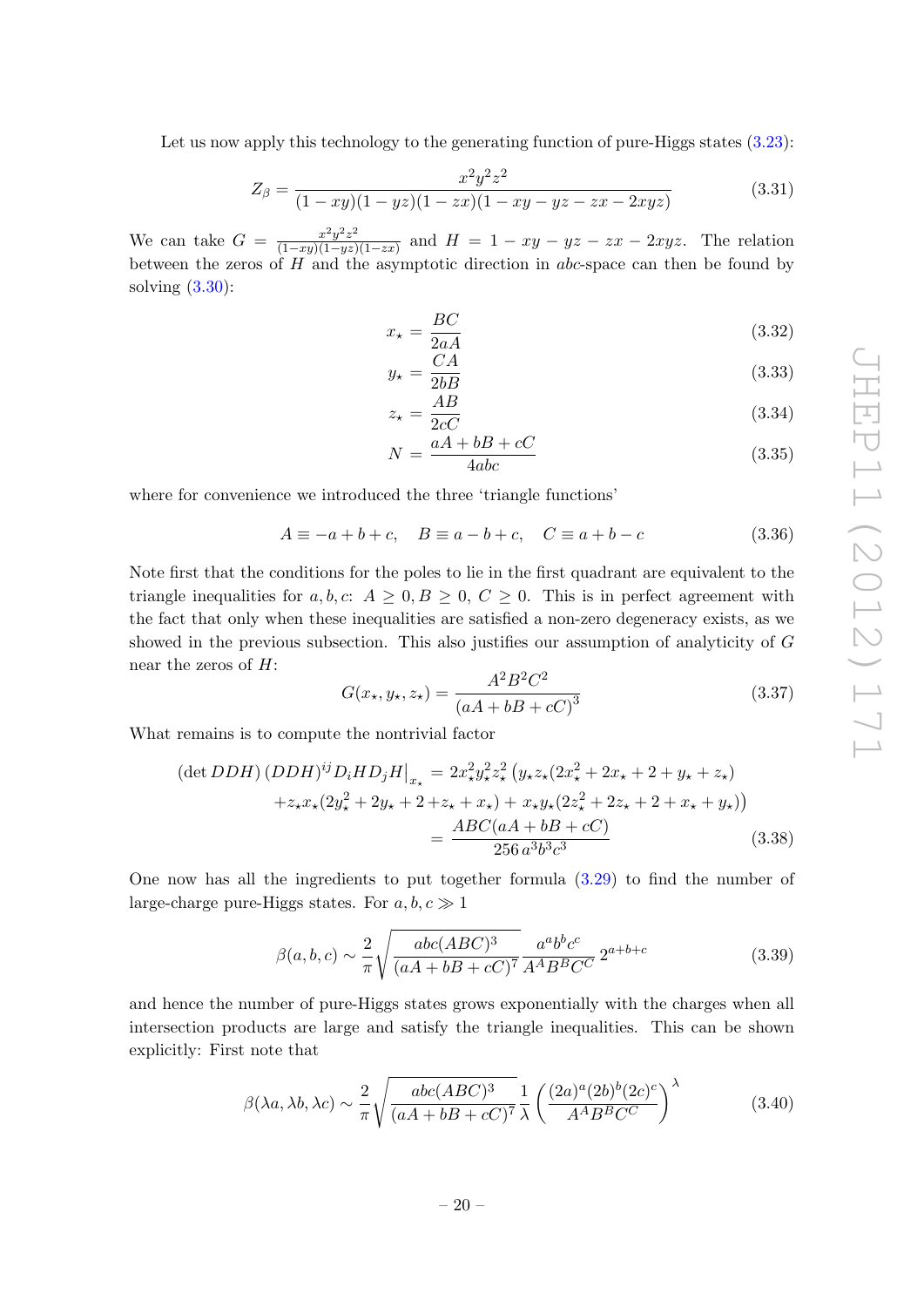Let us now apply this technology to the generating function of pure-Higgs states (3.23):

$$Z_\beta = \frac{x^2y^2z^2}{(1-xy)(1-yz)(1-zx)(1-xy-yz-zx-2xyz)} \tag{3.31}$$

We can take $G = \frac{x^2y^2z^2}{(1-xy)(1-yz)(1-zx)}$ and $H = 1-xy-yz-zx-2xyz$. The relation between the zeros of $H$ and the asymptotic direction in $abc$-space can then be found by solving (3.30):

$$x_\star = \frac{BC}{2aA} \tag{3.32}$$

$$y_\star = \frac{CA}{2bB} \tag{3.33}$$

$$z_\star = \frac{AB}{2cC} \tag{3.34}$$

$$N = \frac{aA+bB+cC}{4abc} \tag{3.35}$$

where for convenience we introduced the three 'triangle functions'

$$A \equiv -a+b+c, \quad B \equiv a-b+c, \quad C \equiv a+b-c \tag{3.36}$$

Note first that the conditions for the poles to lie in the first quadrant are equivalent to the triangle inequalities for $a,b,c$: $A \geq 0, B \geq 0, C \geq 0$. This is in perfect agreement with the fact that only when these inequalities are satisfied a non-zero degeneracy exists, as we showed in the previous subsection. This also justifies our assumption of analyticity of $G$ near the zeros of $H$:

$$G(x_\star, y_\star, z_\star) = \frac{A^2B^2C^2}{(aA+bB+cC)^3} \tag{3.37}$$

What remains is to compute the nontrivial factor

$$\begin{aligned}
(\det DDH)\,(DDH)^{ij} D_i H D_j H\big|_{x_\star} &= 2x_\star^2y_\star^2z_\star^2\left(y_\star z_\star(2x_\star^2+2x_\star+2+y_\star+z_\star)\right. \\
&\quad \left.+z_\star x_\star(2y_\star^2+2y_\star+2+z_\star+x_\star)+x_\star y_\star(2z_\star^2+2z_\star+2+x_\star+y_\star)\right) \\
&= \frac{ABC(aA+bB+cC)}{256\,a^3b^3c^3}
\end{aligned} \tag{3.38}$$

One now has all the ingredients to put together formula (3.29) to find the number of large-charge pure-Higgs states. For $a,b,c \gg 1$

$$\beta(a,b,c) \sim \frac{2}{\pi}\sqrt{\frac{abc(ABC)^3}{(aA+bB+cC)^7}}\,\frac{a^ab^bc^c}{A^AB^BC^C}\,2^{a+b+c} \tag{3.39}$$

and hence the number of pure-Higgs states grows exponentially with the charges when all intersection products are large and satisfy the triangle inequalities. This can be shown explicitly: First note that

$$\beta(\lambda a, \lambda b, \lambda c) \sim \frac{2}{\pi}\sqrt{\frac{abc(ABC)^3}{(aA+bB+cC)^7}}\,\frac{1}{\lambda}\left(\frac{(2a)^a(2b)^b(2c)^c}{A^AB^BC^C}\right)^\lambda \tag{3.40}$$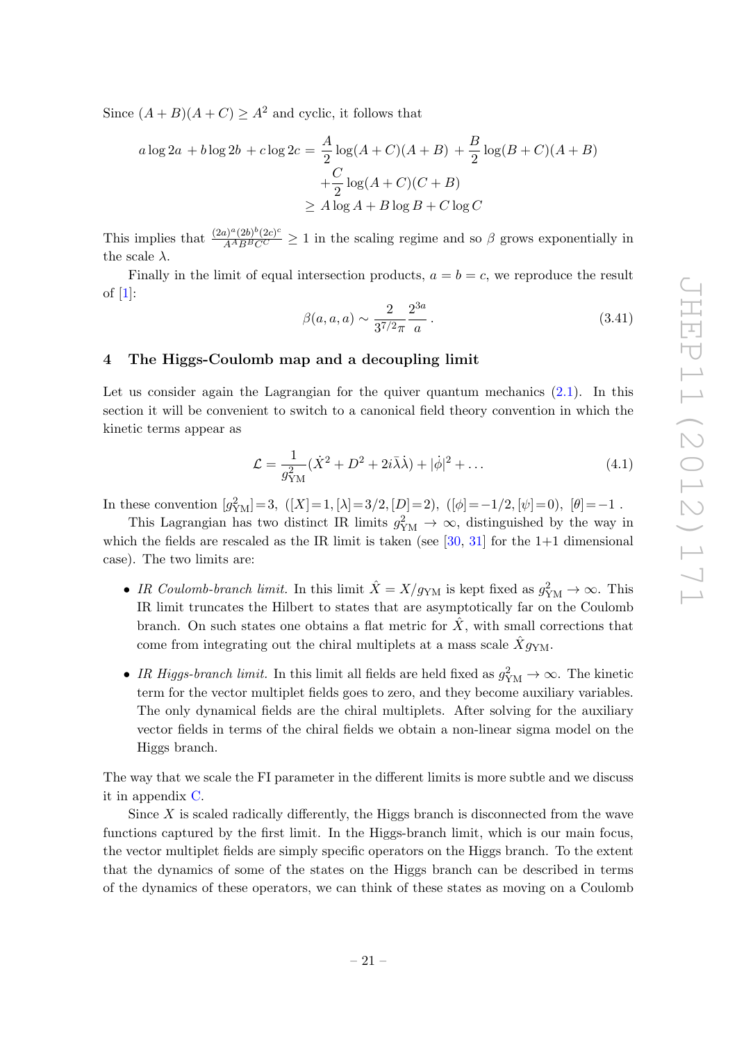Since $(A+B)(A+C) \geq A^2$ and cyclic, it follows that

$$
\begin{aligned}
a \log 2a \, + b \log 2b \, + c \log 2c &= \frac{A}{2} \log (A+C)(A+B) \, + \frac{B}{2} \log (B+C)(A+B) \\
&\quad + \frac{C}{2} \log (A+C)(C+B) \\
&\geq A \log A + B \log B + C \log C
\end{aligned}
$$

This implies that $\frac{(2a)^a (2b)^b (2c)^c}{A^A B^B C^C} \geq 1$ in the scaling regime and so $\beta$ grows exponentially in the scale $\lambda$.

Finally in the limit of equal intersection products, $a = b = c$, we reproduce the result of [1]:

$$
\beta(a,a,a) \sim \frac{2}{3^{7/2} \pi} \frac{2^{3a}}{a} \,. \tag{3.41}
$$

# 4 The Higgs-Coulomb map and a decoupling limit

Let us consider again the Lagrangian for the quiver quantum mechanics (2.1). In this section it will be convenient to switch to a canonical field theory convention in which the kinetic terms appear as

$$
\mathcal{L} = \frac{1}{g_{\rm YM}^2} (\dot{X}^2 + D^2 + 2i \bar{\lambda} \dot{\lambda}) + |\dot{\phi}|^2 + \ldots \tag{4.1}
$$

In these convention $[g_{\rm YM}^2] = 3$, $([X] = 1, [\lambda] = 3/2, [D] = 2)$, $([\phi] = -1/2, [\psi] = 0)$, $[\theta] = -1$ .

This Lagrangian has two distinct IR limits $g_{\rm YM}^2 \to \infty$, distinguished by the way in which the fields are rescaled as the IR limit is taken (see [30, 31] for the 1+1 dimensional case). The two limits are:

- *IR Coulomb-branch limit.* In this limit $\hat{X} = X/g_{\rm YM}$ is kept fixed as $g_{\rm YM}^2 \to \infty$. This IR limit truncates the Hilbert to states that are asymptotically far on the Coulomb branch. On such states one obtains a flat metric for $\hat{X}$, with small corrections that come from integrating out the chiral multiplets at a mass scale $\hat{X} g_{\rm YM}$.
- *IR Higgs-branch limit.* In this limit all fields are held fixed as $g_{\rm YM}^2 \to \infty$. The kinetic term for the vector multiplet fields goes to zero, and they become auxiliary variables. The only dynamical fields are the chiral multiplets. After solving for the auxiliary vector fields in terms of the chiral fields we obtain a non-linear sigma model on the Higgs branch.

The way that we scale the FI parameter in the different limits is more subtle and we discuss it in appendix C.

Since $X$ is scaled radically differently, the Higgs branch is disconnected from the wave functions captured by the first limit. In the Higgs-branch limit, which is our main focus, the vector multiplet fields are simply specific operators on the Higgs branch. To the extent that the dynamics of some of the states on the Higgs branch can be described in terms of the dynamics of these operators, we can think of these states as moving on a Coulomb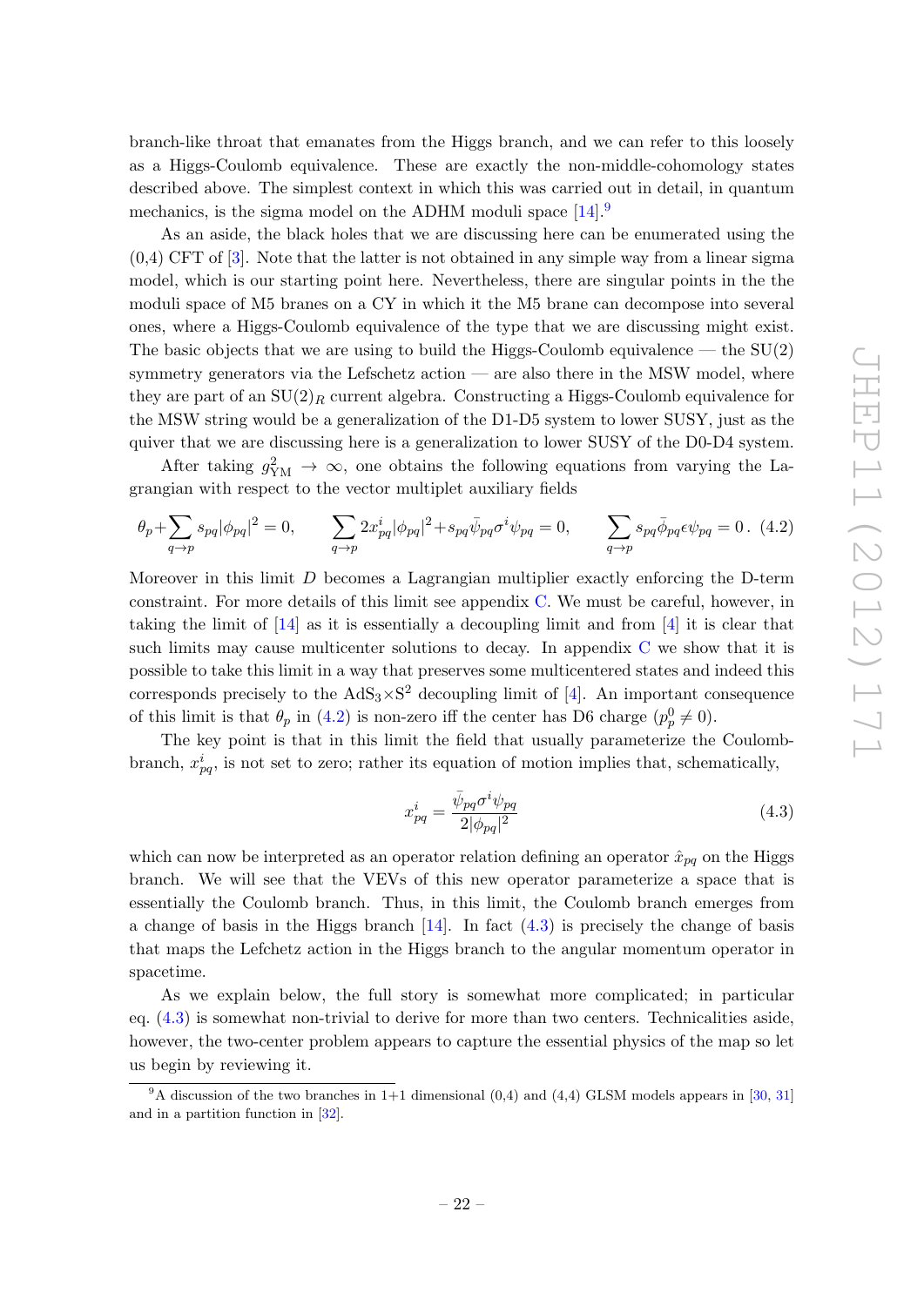branch-like throat that emanates from the Higgs branch, and we can refer to this loosely as a Higgs-Coulomb equivalence. These are exactly the non-middle-cohomology states described above. The simplest context in which this was carried out in detail, in quantum mechanics, is the sigma model on the ADHM moduli space [14].[9]

As an aside, the black holes that we are discussing here can be enumerated using the (0,4) CFT of [3]. Note that the latter is not obtained in any simple way from a linear sigma model, which is our starting point here. Nevertheless, there are singular points in the the moduli space of M5 branes on a CY in which it the M5 brane can decompose into several ones, where a Higgs-Coulomb equivalence of the type that we are discussing might exist. The basic objects that we are using to build the Higgs-Coulomb equivalence — the SU(2) symmetry generators via the Lefschetz action — are also there in the MSW model, where they are part of an $SU(2)_R$ current algebra. Constructing a Higgs-Coulomb equivalence for the MSW string would be a generalization of the D1-D5 system to lower SUSY, just as the quiver that we are discussing here is a generalization to lower SUSY of the D0-D4 system.

After taking $g^2_{\rm YM} \to \infty$, one obtains the following equations from varying the Lagrangian with respect to the vector multiplet auxiliary fields

$$\theta_p + \sum_{q\to p} s_{pq}|\phi_{pq}|^2 = 0, \qquad \sum_{q\to p} 2x^i_{pq}|\phi_{pq}|^2 + s_{pq}\bar{\psi}_{pq}\sigma^i\psi_{pq} = 0, \qquad \sum_{q\to p} s_{pq}\bar{\phi}_{pq}\epsilon\psi_{pq} = 0\,. \tag{4.2}$$

Moreover in this limit $D$ becomes a Lagrangian multiplier exactly enforcing the D-term constraint. For more details of this limit see appendix C. We must be careful, however, in taking the limit of [14] as it is essentially a decoupling limit and from [4] it is clear that such limits may cause multicenter solutions to decay. In appendix C we show that it is possible to take this limit in a way that preserves some multicentered states and indeed this corresponds precisely to the $AdS_3\times S^2$ decoupling limit of [4]. An important consequence of this limit is that $\theta_p$ in (4.2) is non-zero iff the center has D6 charge ($p^0_p \neq 0$).

The key point is that in this limit the field that usually parameterize the Coulomb-branch, $x^i_{pq}$, is not set to zero; rather its equation of motion implies that, schematically,

$$x^i_{pq} = \frac{\bar{\psi}_{pq}\sigma^i\psi_{pq}}{2|\phi_{pq}|^2} \tag{4.3}$$

which can now be interpreted as an operator relation defining an operator $\hat{x}_{pq}$ on the Higgs branch. We will see that the VEVs of this new operator parameterize a space that is essentially the Coulomb branch. Thus, in this limit, the Coulomb branch emerges from a change of basis in the Higgs branch [14]. In fact (4.3) is precisely the change of basis that maps the Lefchetz action in the Higgs branch to the angular momentum operator in spacetime.

As we explain below, the full story is somewhat more complicated; in particular eq. (4.3) is somewhat non-trivial to derive for more than two centers. Technicalities aside, however, the two-center problem appears to capture the essential physics of the map so let us begin by reviewing it.

[9] A discussion of the two branches in 1+1 dimensional (0,4) and (4,4) GLSM models appears in [30, 31] and in a partition function in [32].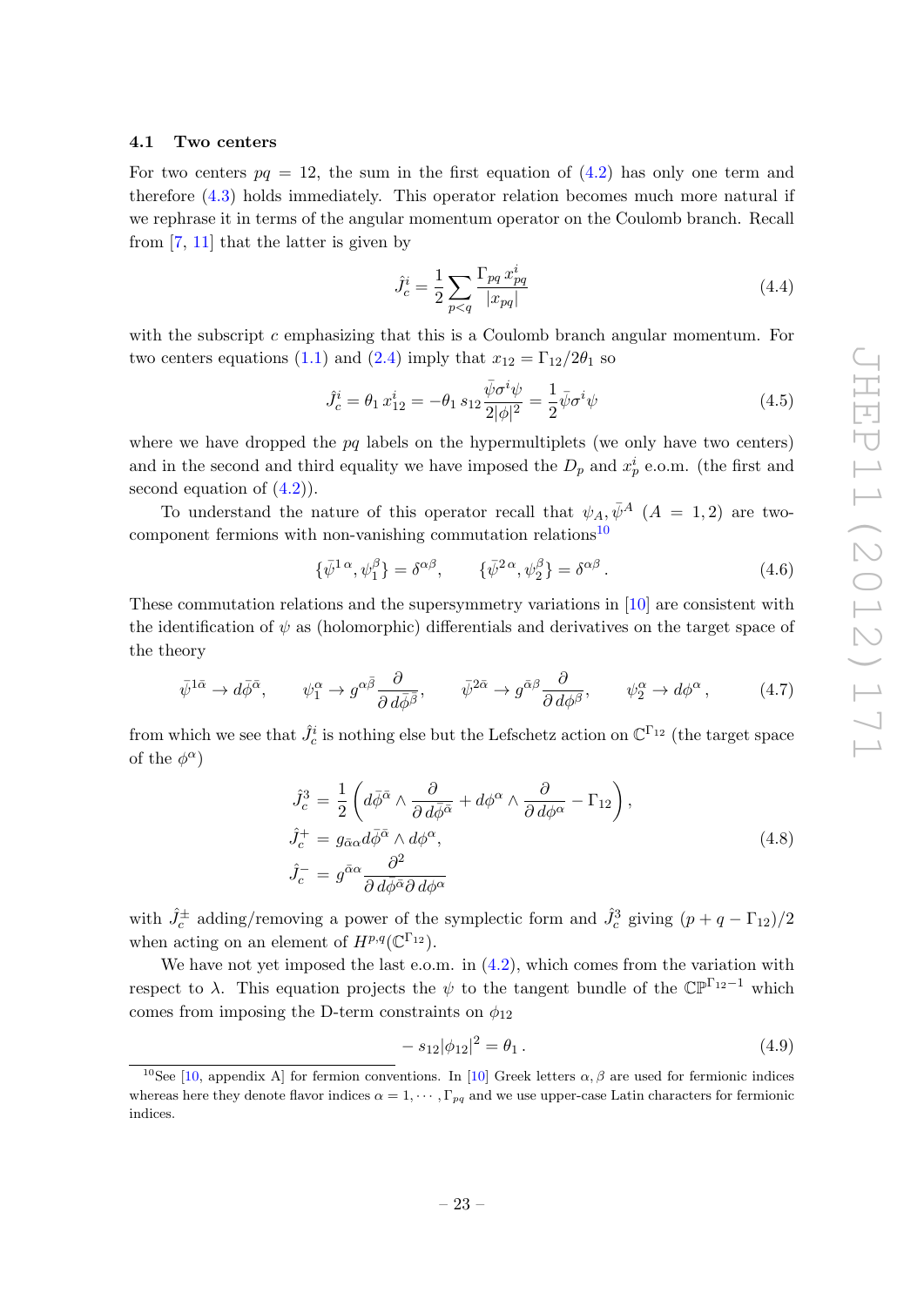### 4.1 Two centers

For two centers $pq = 12$, the sum in the first equation of (4.2) has only one term and therefore (4.3) holds immediately. This operator relation becomes much more natural if we rephrase it in terms of the angular momentum operator on the Coulomb branch. Recall from [7, 11] that the latter is given by

$$\hat{J}_c^i = \frac{1}{2}\sum_{p<q} \frac{\Gamma_{pq}\, x_{pq}^i}{|x_{pq}|} \tag{4.4}$$

with the subscript $c$ emphasizing that this is a Coulomb branch angular momentum. For two centers equations (1.1) and (2.4) imply that $x_{12} = \Gamma_{12}/2\theta_1$ so

$$\hat{J}_c^i = \theta_1\, x_{12}^i = -\theta_1\, s_{12} \frac{\bar{\psi}\sigma^i\psi}{2|\phi|^2} = \frac{1}{2}\bar{\psi}\sigma^i\psi \tag{4.5}$$

where we have dropped the $pq$ labels on the hypermultiplets (we only have two centers) and in the second and third equality we have imposed the $D_p$ and $x_p^i$ e.o.m. (the first and second equation of (4.2)).

To understand the nature of this operator recall that $\psi_A, \bar{\psi}^A$ $(A = 1, 2)$ are two-component fermions with non-vanishing commutation relations[10]

$$\{\bar{\psi}^{1\,\alpha}, \psi_1^\beta\} = \delta^{\alpha\beta}, \qquad \{\bar{\psi}^{2\,\alpha}, \psi_2^\beta\} = \delta^{\alpha\beta}\,. \tag{4.6}$$

These commutation relations and the supersymmetry variations in [10] are consistent with the identification of $\psi$ as (holomorphic) differentials and derivatives on the target space of the theory

$$\bar{\psi}^{1\bar{\alpha}} \to d\bar{\phi}^{\bar{\alpha}}, \qquad \psi_1^\alpha \to g^{\alpha\bar{\beta}}\frac{\partial}{\partial\, d\bar{\phi}^{\bar{\beta}}}, \qquad \bar{\psi}^{2\bar{\alpha}} \to g^{\bar{\alpha}\beta}\frac{\partial}{\partial\, d\phi^\beta}, \qquad \psi_2^\alpha \to d\phi^\alpha\,, \tag{4.7}$$

from which we see that $\hat{J}_c^i$ is nothing else but the Lefschetz action on $\mathbb{C}^{\Gamma_{12}}$ (the target space of the $\phi^\alpha$)

$$\begin{aligned}
\hat{J}_c^3 &= \frac{1}{2}\left(d\bar{\phi}^{\bar{\alpha}} \wedge \frac{\partial}{\partial\, d\bar{\phi}^{\bar{\alpha}}} + d\phi^\alpha \wedge \frac{\partial}{\partial\, d\phi^\alpha} - \Gamma_{12}\right),\\
\hat{J}_c^+ &= g_{\bar{\alpha}\alpha} d\bar{\phi}^{\bar{\alpha}} \wedge d\phi^\alpha,\\
\hat{J}_c^- &= g^{\bar{\alpha}\alpha}\frac{\partial^2}{\partial\, d\bar{\phi}^{\bar{\alpha}}\partial\, d\phi^\alpha}
\end{aligned} \tag{4.8}$$

with $\hat{J}_c^\pm$ adding/removing a power of the symplectic form and $\hat{J}_c^3$ giving $(p + q - \Gamma_{12})/2$ when acting on an element of $H^{p,q}(\mathbb{C}^{\Gamma_{12}})$.

We have not yet imposed the last e.o.m. in (4.2), which comes from the variation with respect to $\lambda$. This equation projects the $\psi$ to the tangent bundle of the $\mathbb{CP}^{\Gamma_{12}-1}$ which comes from imposing the D-term constraints on $\phi_{12}$

$$-\, s_{12}|\phi_{12}|^2 = \theta_1\,. \tag{4.9}$$

[10]See [10, appendix A] for fermion conventions. In [10] Greek letters $\alpha, \beta$ are used for fermionic indices whereas here they denote flavor indices $\alpha = 1, \cdots, \Gamma_{pq}$ and we use upper-case Latin characters for fermionic indices.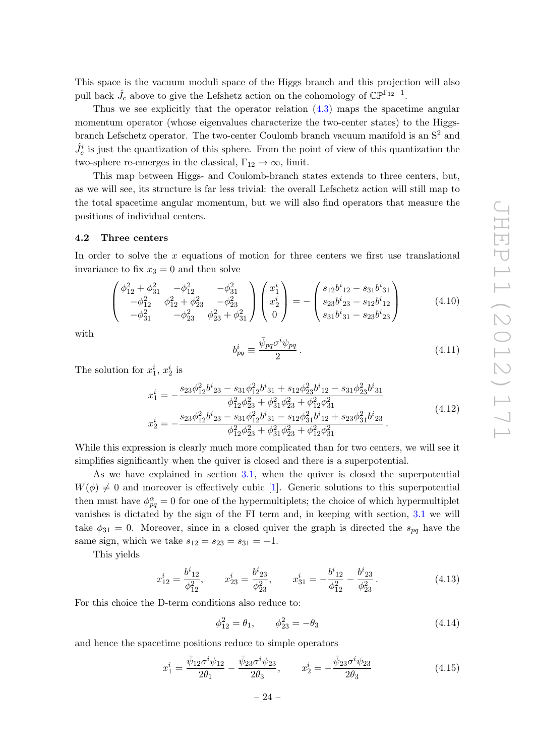This space is the vacuum moduli space of the Higgs branch and this projection will also pull back $\hat{J}_c$ above to give the Lefshetz action on the cohomology of $\mathbb{CP}^{\Gamma_{12}-1}$.

Thus we see explicitly that the operator relation (4.3) maps the spacetime angular momentum operator (whose eigenvalues characterize the two-center states) to the Higgs-branch Lefschetz operator. The two-center Coulomb branch vacuum manifold is an $\mathrm{S}^2$ and $\hat{J}_c^i$ is just the quantization of this sphere. From the point of view of this quantization the two-sphere re-emerges in the classical, $\Gamma_{12} \to \infty$, limit.

This map between Higgs- and Coulomb-branch states extends to three centers, but, as we will see, its structure is far less trivial: the overall Lefschetz action will still map to the total spacetime angular momentum, but we will also find operators that measure the positions of individual centers.

### 4.2 Three centers

In order to solve the $x$ equations of motion for three centers we first use translational invariance to fix $x_3 = 0$ and then solve

$$\begin{pmatrix} \phi_{12}^2 + \phi_{31}^2 & -\phi_{12}^2 & -\phi_{31}^2 \\ -\phi_{12}^2 & \phi_{12}^2 + \phi_{23}^2 & -\phi_{23}^2 \\ -\phi_{31}^2 & -\phi_{23}^2 & \phi_{23}^2 + \phi_{31}^2 \end{pmatrix} \begin{pmatrix} x_1^i \\ x_2^i \\ 0 \end{pmatrix} = - \begin{pmatrix} s_{12} b^i{}_{12} - s_{31} b^i{}_{31} \\ s_{23} b^i{}_{23} - s_{12} b^i{}_{12} \\ s_{31} b^i{}_{31} - s_{23} b^i{}_{23} \end{pmatrix} \tag{4.10}$$

with

$$b_{pq}^i \equiv \frac{\bar{\psi}_{pq} \sigma^i \psi_{pq}}{2} \,. \tag{4.11}$$

The solution for $x_1^i$, $x_2^i$ is

$$\begin{aligned} x_1^i &= -\frac{s_{23}\phi_{12}^2 b^i{}_{23} - s_{31}\phi_{12}^2 b^i{}_{31} + s_{12}\phi_{23}^2 b^i{}_{12} - s_{31}\phi_{23}^2 b^i{}_{31}}{\phi_{12}^2\phi_{23}^2 + \phi_{31}^2\phi_{23}^2 + \phi_{12}^2\phi_{31}^2} \\ x_2^i &= -\frac{s_{23}\phi_{12}^2 b^i{}_{23} - s_{31}\phi_{12}^2 b^i{}_{31} - s_{12}\phi_{31}^2 b^i{}_{12} + s_{23}\phi_{31}^2 b^i{}_{23}}{\phi_{12}^2\phi_{23}^2 + \phi_{31}^2\phi_{23}^2 + \phi_{12}^2\phi_{31}^2} \,. \end{aligned} \tag{4.12}$$

While this expression is clearly much more complicated than for two centers, we will see it simplifies significantly when the quiver is closed and there is a superpotential.

As we have explained in section 3.1, when the quiver is closed the superpotential $W(\phi) \neq 0$ and moreover is effectively cubic [1]. Generic solutions to this superpotential then must have $\phi_{pq}^\alpha = 0$ for one of the hypermultiplets; the choice of which hypermultiplet vanishes is dictated by the sign of the FI term and, in keeping with section, 3.1 we will take $\phi_{31} = 0$. Moreover, since in a closed quiver the graph is directed the $s_{pq}$ have the same sign, which we take $s_{12} = s_{23} = s_{31} = -1$.

This yields

$$x_{12}^i = \frac{b^i{}_{12}}{\phi_{12}^2}, \qquad x_{23}^i = \frac{b^i{}_{23}}{\phi_{23}^2}, \qquad x_{31}^i = -\frac{b^i{}_{12}}{\phi_{12}^2} - \frac{b^i{}_{23}}{\phi_{23}^2} \,. \tag{4.13}$$

For this choice the D-term conditions also reduce to:

$$\phi_{12}^2 = \theta_1, \qquad \phi_{23}^2 = -\theta_3 \tag{4.14}$$

and hence the spacetime positions reduce to simple operators

$$x_1^i = \frac{\bar{\psi}_{12}\sigma^i\psi_{12}}{2\theta_1} - \frac{\bar{\psi}_{23}\sigma^i\psi_{23}}{2\theta_3}, \qquad x_2^i = -\frac{\bar{\psi}_{23}\sigma^i\psi_{23}}{2\theta_3} \tag{4.15}$$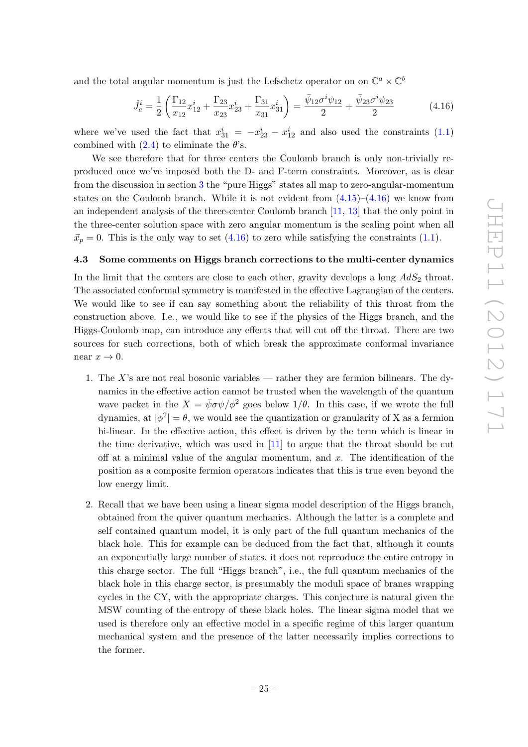and the total angular momentum is just the Lefschetz operator on on $\mathbb{C}^a \times \mathbb{C}^b$

$$\hat{J}^i_c = \frac{1}{2}\left(\frac{\Gamma_{12}}{x_{12}}x^i_{12} + \frac{\Gamma_{23}}{x_{23}}x^i_{23} + \frac{\Gamma_{31}}{x_{31}}x^i_{31}\right) = \frac{\bar{\psi}_{12}\sigma^i\psi_{12}}{2} + \frac{\bar{\psi}_{23}\sigma^i\psi_{23}}{2} \tag{4.16}$$

where we've used the fact that $x^i_{31} = -x^i_{23} - x^i_{12}$ and also used the constraints (1.1) combined with (2.4) to eliminate the $\theta$'s.

We see therefore that for three centers the Coulomb branch is only non-trivially reproduced once we've imposed both the D- and F-term constraints. Moreover, as is clear from the discussion in section 3 the "pure Higgs" states all map to zero-angular-momentum states on the Coulomb branch. While it is not evident from (4.15)–(4.16) we know from an independent analysis of the three-center Coulomb branch [11, 13] that the only point in the three-center solution space with zero angular momentum is the scaling point when all $\vec{x}_p = 0$. This is the only way to set (4.16) to zero while satisfying the constraints (1.1).

### 4.3 Some comments on Higgs branch corrections to the multi-center dynamics

In the limit that the centers are close to each other, gravity develops a long $AdS_2$ throat. The associated conformal symmetry is manifested in the effective Lagrangian of the centers. We would like to see if can say something about the reliability of this throat from the construction above. I.e., we would like to see if the physics of the Higgs branch, and the Higgs-Coulomb map, can introduce any effects that will cut off the throat. There are two sources for such corrections, both of which break the approximate conformal invariance near $x \to 0$.

1. The $X$'s are not real bosonic variables — rather they are fermion bilinears. The dynamics in the effective action cannot be trusted when the wavelength of the quantum wave packet in the $X = \bar{\psi}\sigma\psi/\phi^2$ goes below $1/\theta$. In this case, if we wrote the full dynamics, at $|\phi^2| = \theta$, we would see the quantization or granularity of X as a fermion bi-linear. In the effective action, this effect is driven by the term which is linear in the time derivative, which was used in [11] to argue that the throat should be cut off at a minimal value of the angular momentum, and $x$. The identification of the position as a composite fermion operators indicates that this is true even beyond the low energy limit.

2. Recall that we have been using a linear sigma model description of the Higgs branch, obtained from the quiver quantum mechanics. Although the latter is a complete and self contained quantum model, it is only part of the full quantum mechanics of the black hole. This for example can be deduced from the fact that, although it counts an exponentially large number of states, it does not repreoduce the entire entropy in this charge sector. The full "Higgs branch", i.e., the full quantum mechanics of the black hole in this charge sector, is presumably the moduli space of branes wrapping cycles in the CY, with the appropriate charges. This conjecture is natural given the MSW counting of the entropy of these black holes. The linear sigma model that we used is therefore only an effective model in a specific regime of this larger quantum mechanical system and the presence of the latter necessarily implies corrections to the former.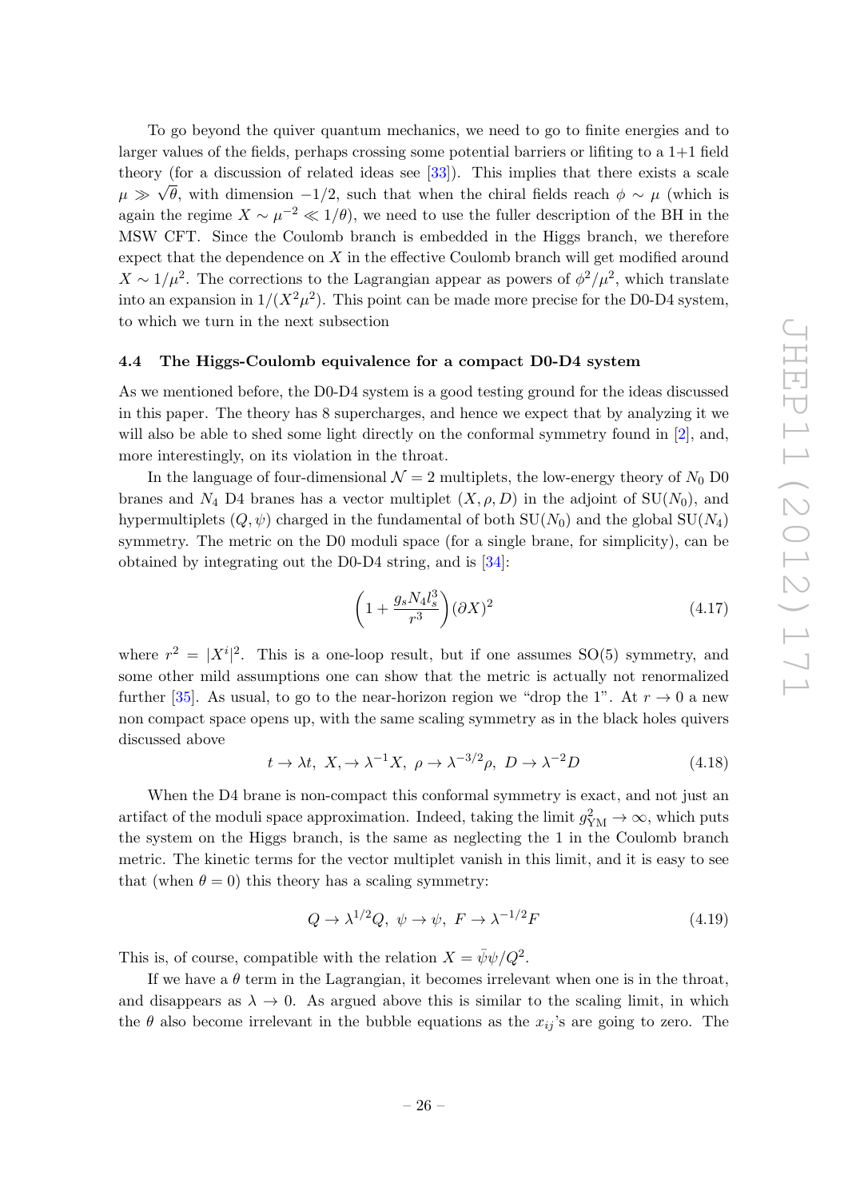To go beyond the quiver quantum mechanics, we need to go to finite energies and to larger values of the fields, perhaps crossing some potential barriers or lifting to a 1+1 field theory (for a discussion of related ideas see [33]). This implies that there exists a scale $\mu \gg \sqrt{\theta}$, with dimension $-1/2$, such that when the chiral fields reach $\phi \sim \mu$ (which is again the regime $X \sim \mu^{-2} \ll 1/\theta$), we need to use the fuller description of the BH in the MSW CFT. Since the Coulomb branch is embedded in the Higgs branch, we therefore expect that the dependence on $X$ in the effective Coulomb branch will get modified around $X \sim 1/\mu^2$. The corrections to the Lagrangian appear as powers of $\phi^2/\mu^2$, which translate into an expansion in $1/(X^2\mu^2)$. This point can be made more precise for the D0-D4 system, to which we turn in the next subsection

### 4.4 The Higgs-Coulomb equivalence for a compact D0-D4 system

As we mentioned before, the D0-D4 system is a good testing ground for the ideas discussed in this paper. The theory has 8 supercharges, and hence we expect that by analyzing it we will also be able to shed some light directly on the conformal symmetry found in [2], and, more interestingly, on its violation in the throat.

In the language of four-dimensional $\mathcal{N} = 2$ multiplets, the low-energy theory of $N_0$ D0 branes and $N_4$ D4 branes has a vector multiplet $(X, \rho, D)$ in the adjoint of $\mathrm{SU}(N_0)$, and hypermultiplets $(Q, \psi)$ charged in the fundamental of both $\mathrm{SU}(N_0)$ and the global $\mathrm{SU}(N_4)$ symmetry. The metric on the D0 moduli space (for a single brane, for simplicity), can be obtained by integrating out the D0-D4 string, and is [34]:

$$\left(1 + \frac{g_s N_4 l_s^3}{r^3}\right)(\partial X)^2 \tag{4.17}$$

where $r^2 = |X^i|^2$. This is a one-loop result, but if one assumes SO(5) symmetry, and some other mild assumptions one can show that the metric is actually not renormalized further [35]. As usual, to go to the near-horizon region we "drop the 1". At $r \to 0$ a new non compact space opens up, with the same scaling symmetry as in the black holes quivers discussed above

$$t \to \lambda t, \;\; X, \to \lambda^{-1} X, \;\; \rho \to \lambda^{-3/2}\rho, \;\; D \to \lambda^{-2} D \tag{4.18}$$

When the D4 brane is non-compact this conformal symmetry is exact, and not just an artifact of the moduli space approximation. Indeed, taking the limit $g_{\mathrm{YM}}^2 \to \infty$, which puts the system on the Higgs branch, is the same as neglecting the 1 in the Coulomb branch metric. The kinetic terms for the vector multiplet vanish in this limit, and it is easy to see that (when $\theta = 0$) this theory has a scaling symmetry:

$$Q \to \lambda^{1/2} Q, \;\; \psi \to \psi, \;\; F \to \lambda^{-1/2} F \tag{4.19}$$

This is, of course, compatible with the relation $X = \bar{\psi}\psi/Q^2$.

If we have a $\theta$ term in the Lagrangian, it becomes irrelevant when one is in the throat, and disappears as $\lambda \to 0$. As argued above this is similar to the scaling limit, in which the $\theta$ also become irrelevant in the bubble equations as the $x_{ij}$'s are going to zero. The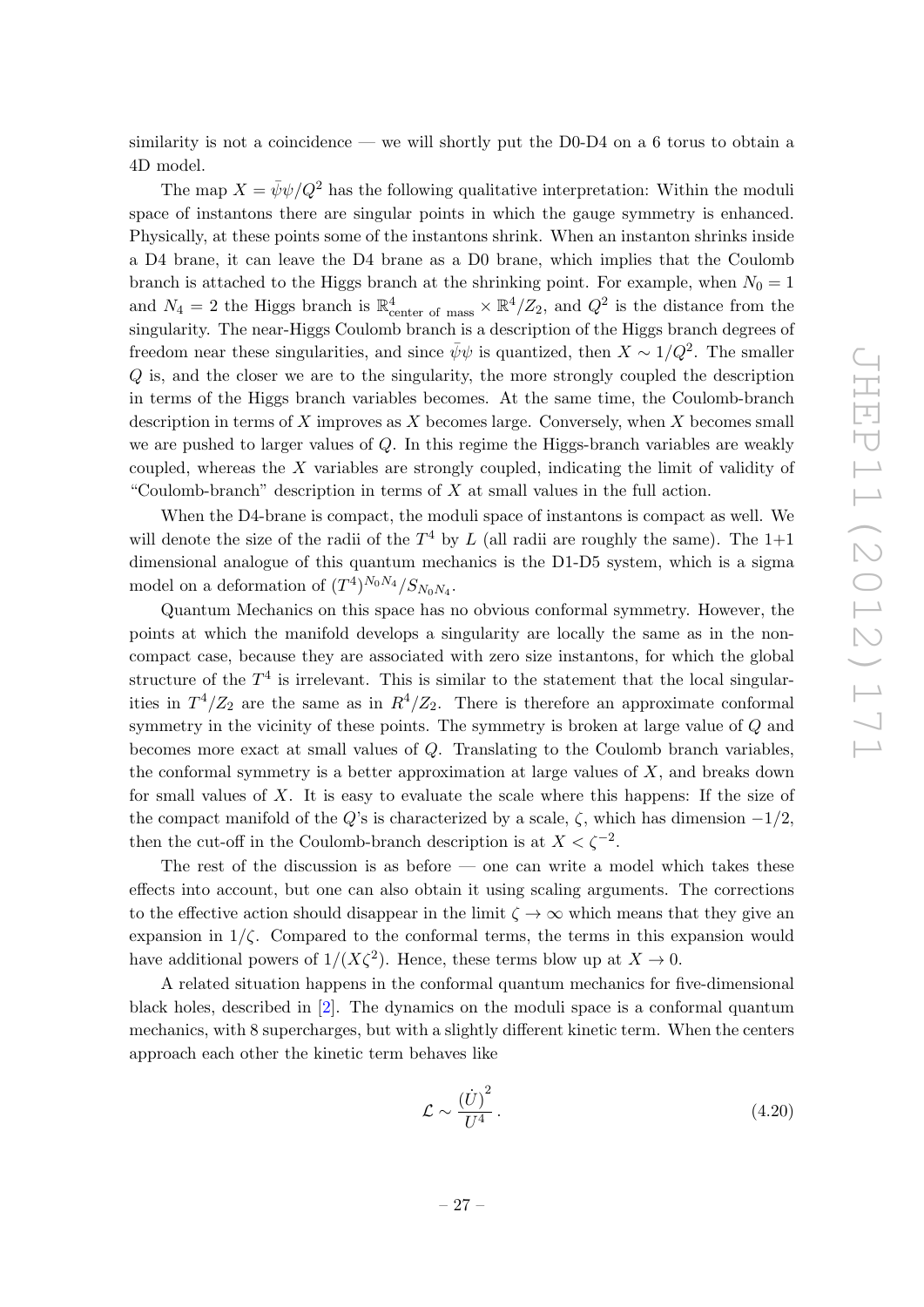similarity is not a coincidence — we will shortly put the D0-D4 on a 6 torus to obtain a 4D model.

The map $X = \bar{\psi}\psi/Q^2$ has the following qualitative interpretation: Within the moduli space of instantons there are singular points in which the gauge symmetry is enhanced. Physically, at these points some of the instantons shrink. When an instanton shrinks inside a D4 brane, it can leave the D4 brane as a D0 brane, which implies that the Coulomb branch is attached to the Higgs branch at the shrinking point. For example, when $N_0 = 1$ and $N_4 = 2$ the Higgs branch is $\mathbb{R}^4_{\text{center of mass}} \times \mathbb{R}^4/Z_2$, and $Q^2$ is the distance from the singularity. The near-Higgs Coulomb branch is a description of the Higgs branch degrees of freedom near these singularities, and since $\bar{\psi}\psi$ is quantized, then $X \sim 1/Q^2$. The smaller $Q$ is, and the closer we are to the singularity, the more strongly coupled the description in terms of the Higgs branch variables becomes. At the same time, the Coulomb-branch description in terms of $X$ improves as $X$ becomes large. Conversely, when $X$ becomes small we are pushed to larger values of $Q$. In this regime the Higgs-branch variables are weakly coupled, whereas the $X$ variables are strongly coupled, indicating the limit of validity of "Coulomb-branch" description in terms of $X$ at small values in the full action.

When the D4-brane is compact, the moduli space of instantons is compact as well. We will denote the size of the radii of the $T^4$ by $L$ (all radii are roughly the same). The 1+1 dimensional analogue of this quantum mechanics is the D1-D5 system, which is a sigma model on a deformation of $(T^4)^{N_0 N_4}/S_{N_0 N_4}$.

Quantum Mechanics on this space has no obvious conformal symmetry. However, the points at which the manifold develops a singularity are locally the same as in the non-compact case, because they are associated with zero size instantons, for which the global structure of the $T^4$ is irrelevant. This is similar to the statement that the local singularities in $T^4/Z_2$ are the same as in $R^4/Z_2$. There is therefore an approximate conformal symmetry in the vicinity of these points. The symmetry is broken at large value of $Q$ and becomes more exact at small values of $Q$. Translating to the Coulomb branch variables, the conformal symmetry is a better approximation at large values of $X$, and breaks down for small values of $X$. It is easy to evaluate the scale where this happens: If the size of the compact manifold of the $Q$'s is characterized by a scale, $\zeta$, which has dimension $-1/2$, then the cut-off in the Coulomb-branch description is at $X < \zeta^{-2}$.

The rest of the discussion is as before — one can write a model which takes these effects into account, but one can also obtain it using scaling arguments. The corrections to the effective action should disappear in the limit $\zeta \to \infty$ which means that they give an expansion in $1/\zeta$. Compared to the conformal terms, the terms in this expansion would have additional powers of $1/(X\zeta^2)$. Hence, these terms blow up at $X \to 0$.

A related situation happens in the conformal quantum mechanics for five-dimensional black holes, described in [2]. The dynamics on the moduli space is a conformal quantum mechanics, with 8 supercharges, but with a slightly different kinetic term. When the centers approach each other the kinetic term behaves like

$$\mathcal{L} \sim \frac{(\dot{U})^2}{U^4}\,. \tag{4.20}$$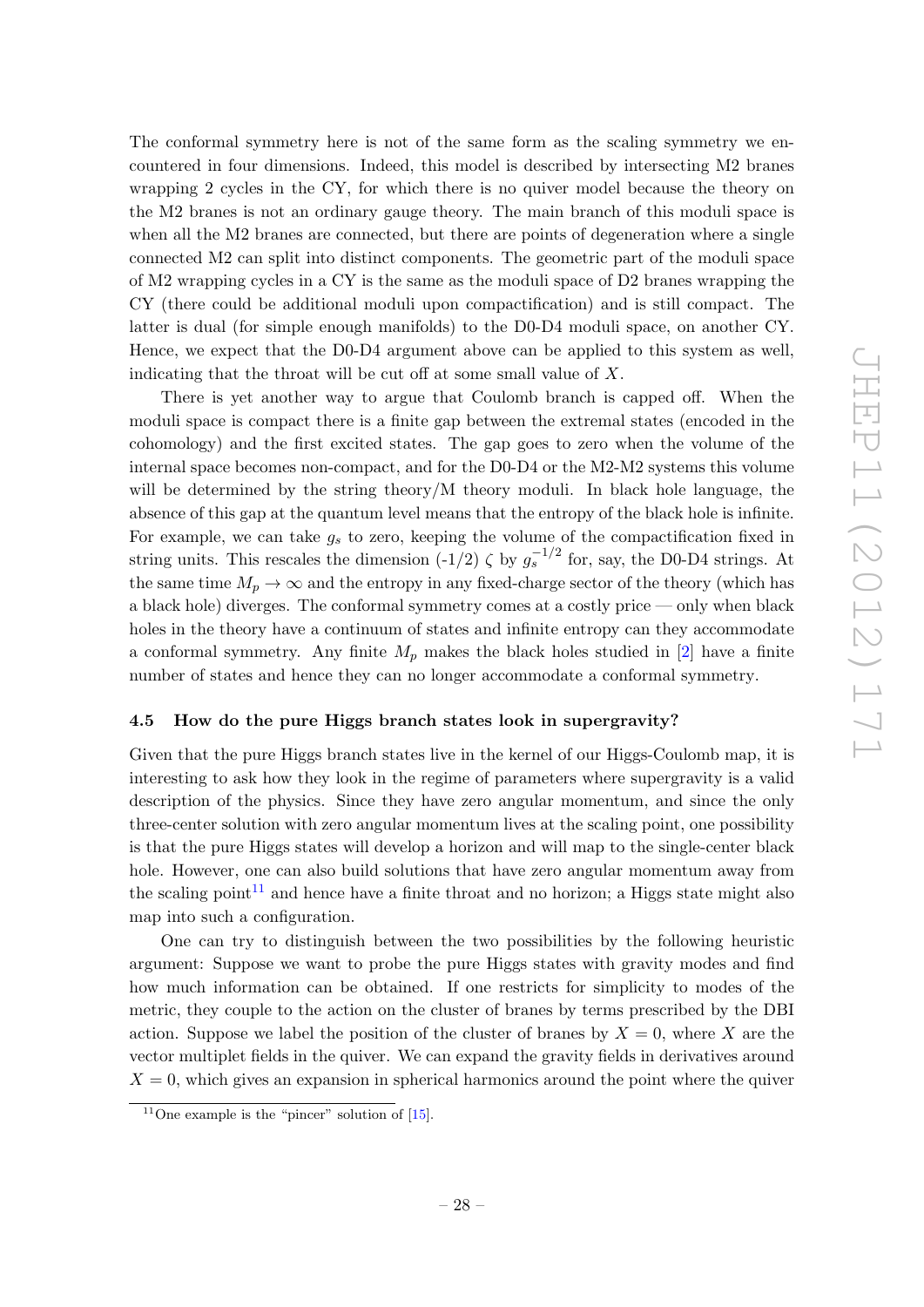The conformal symmetry here is not of the same form as the scaling symmetry we encountered in four dimensions. Indeed, this model is described by intersecting M2 branes wrapping 2 cycles in the CY, for which there is no quiver model because the theory on the M2 branes is not an ordinary gauge theory. The main branch of this moduli space is when all the M2 branes are connected, but there are points of degeneration where a single connected M2 can split into distinct components. The geometric part of the moduli space of M2 wrapping cycles in a CY is the same as the moduli space of D2 branes wrapping the CY (there could be additional moduli upon compactification) and is still compact. The latter is dual (for simple enough manifolds) to the D0-D4 moduli space, on another CY. Hence, we expect that the D0-D4 argument above can be applied to this system as well, indicating that the throat will be cut off at some small value of $X$.

There is yet another way to argue that Coulomb branch is capped off. When the moduli space is compact there is a finite gap between the extremal states (encoded in the cohomology) and the first excited states. The gap goes to zero when the volume of the internal space becomes non-compact, and for the D0-D4 or the M2-M2 systems this volume will be determined by the string theory/M theory moduli. In black hole language, the absence of this gap at the quantum level means that the entropy of the black hole is infinite. For example, we can take $g_s$ to zero, keeping the volume of the compactification fixed in string units. This rescales the dimension (-1/2) $\zeta$ by $g_s^{-1/2}$ for, say, the D0-D4 strings. At the same time $M_p \to \infty$ and the entropy in any fixed-charge sector of the theory (which has a black hole) diverges. The conformal symmetry comes at a costly price — only when black holes in the theory have a continuum of states and infinite entropy can they accommodate a conformal symmetry. Any finite $M_p$ makes the black holes studied in [2] have a finite number of states and hence they can no longer accommodate a conformal symmetry.

### 4.5 How do the pure Higgs branch states look in supergravity?

Given that the pure Higgs branch states live in the kernel of our Higgs-Coulomb map, it is interesting to ask how they look in the regime of parameters where supergravity is a valid description of the physics. Since they have zero angular momentum, and since the only three-center solution with zero angular momentum lives at the scaling point, one possibility is that the pure Higgs states will develop a horizon and will map to the single-center black hole. However, one can also build solutions that have zero angular momentum away from the scaling point[11] and hence have a finite throat and no horizon; a Higgs state might also map into such a configuration.

One can try to distinguish between the two possibilities by the following heuristic argument: Suppose we want to probe the pure Higgs states with gravity modes and find how much information can be obtained. If one restricts for simplicity to modes of the metric, they couple to the action on the cluster of branes by terms prescribed by the DBI action. Suppose we label the position of the cluster of branes by $X = 0$, where $X$ are the vector multiplet fields in the quiver. We can expand the gravity fields in derivatives around $X = 0$, which gives an expansion in spherical harmonics around the point where the quiver

[11] One example is the "pincer" solution of [15].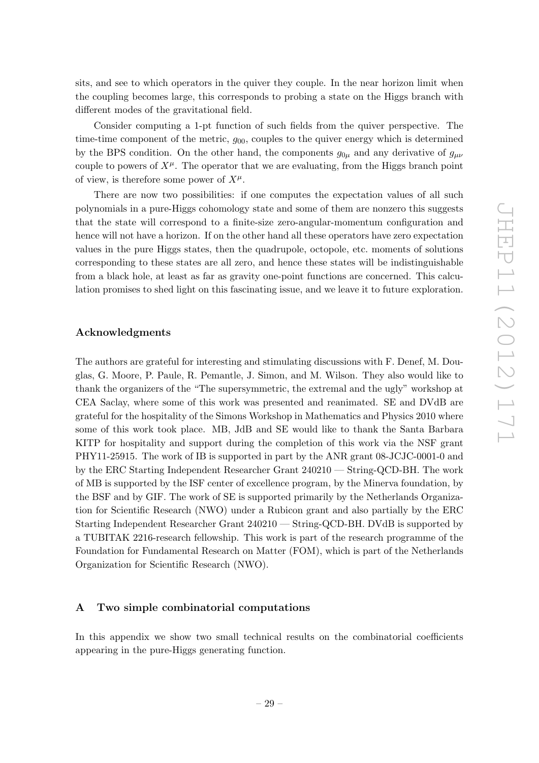sits, and see to which operators in the quiver they couple. In the near horizon limit when the coupling becomes large, this corresponds to probing a state on the Higgs branch with different modes of the gravitational field.

Consider computing a 1-pt function of such fields from the quiver perspective. The time-time component of the metric, $g_{00}$, couples to the quiver energy which is determined by the BPS condition. On the other hand, the components $g_{0\mu}$ and any derivative of $g_{\mu\nu}$ couple to powers of $X^\mu$. The operator that we are evaluating, from the Higgs branch point of view, is therefore some power of $X^\mu$.

There are now two possibilities: if one computes the expectation values of all such polynomials in a pure-Higgs cohomology state and some of them are nonzero this suggests that the state will correspond to a finite-size zero-angular-momentum configuration and hence will not have a horizon. If on the other hand all these operators have zero expectation values in the pure Higgs states, then the quadrupole, octopole, etc. moments of solutions corresponding to these states are all zero, and hence these states will be indistinguishable from a black hole, at least as far as gravity one-point functions are concerned. This calculation promises to shed light on this fascinating issue, and we leave it to future exploration.

## Acknowledgments

The authors are grateful for interesting and stimulating discussions with F. Denef, M. Douglas, G. Moore, P. Paule, R. Pemantle, J. Simon, and M. Wilson. They also would like to thank the organizers of the "The supersymmetric, the extremal and the ugly" workshop at CEA Saclay, where some of this work was presented and reanimated. SE and DVdB are grateful for the hospitality of the Simons Workshop in Mathematics and Physics 2010 where some of this work took place. MB, JdB and SE would like to thank the Santa Barbara KITP for hospitality and support during the completion of this work via the NSF grant PHY11-25915. The work of IB is supported in part by the ANR grant 08-JCJC-0001-0 and by the ERC Starting Independent Researcher Grant 240210 — String-QCD-BH. The work of MB is supported by the ISF center of excellence program, by the Minerva foundation, by the BSF and by GIF. The work of SE is supported primarily by the Netherlands Organization for Scientific Research (NWO) under a Rubicon grant and also partially by the ERC Starting Independent Researcher Grant 240210 — String-QCD-BH. DVdB is supported by a TUBITAK 2216-research fellowship. This work is part of the research programme of the Foundation for Fundamental Research on Matter (FOM), which is part of the Netherlands Organization for Scientific Research (NWO).

## A Two simple combinatorial computations

In this appendix we show two small technical results on the combinatorial coefficients appearing in the pure-Higgs generating function.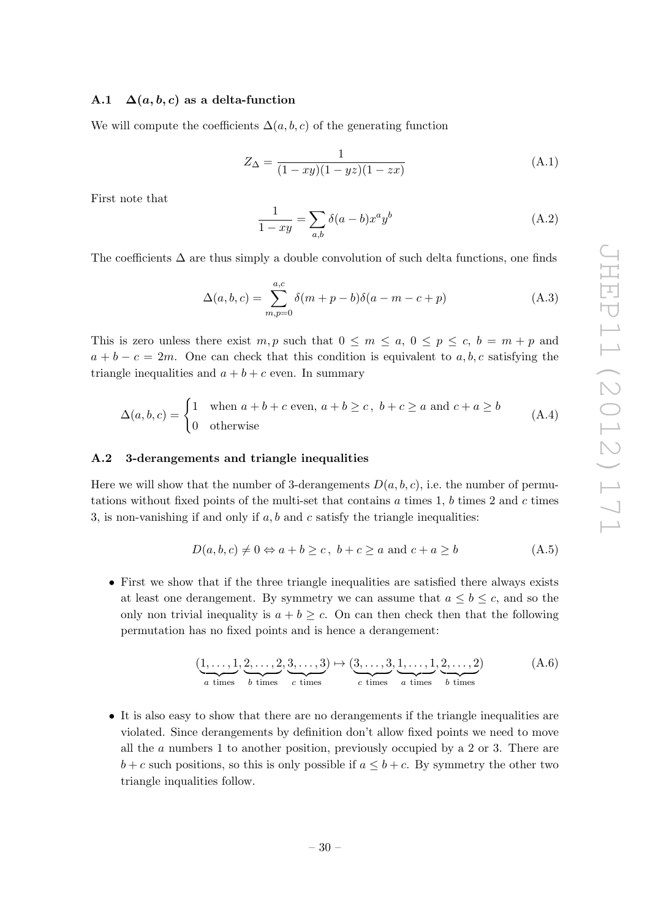### A.1 $\Delta(a, b, c)$ as a delta-function

We will compute the coefficients $\Delta(a, b, c)$ of the generating function

$$Z_\Delta = \frac{1}{(1 - xy)(1 - yz)(1 - zx)} \tag{A.1}$$

First note that

$$\frac{1}{1 - xy} = \sum_{a,b} \delta(a - b) x^a y^b \tag{A.2}$$

The coefficients $\Delta$ are thus simply a double convolution of such delta functions, one finds

$$\Delta(a, b, c) = \sum_{m,p=0}^{a,c} \delta(m + p - b)\delta(a - m - c + p) \tag{A.3}$$

This is zero unless there exist $m, p$ such that $0 \leq m \leq a$, $0 \leq p \leq c$, $b = m + p$ and $a + b - c = 2m$. One can check that this condition is equivalent to $a, b, c$ satisfying the triangle inequalities and $a + b + c$ even. In summary

$$\Delta(a, b, c) = \begin{cases} 1 & \text{when } a + b + c \text{ even, } a + b \geq c\,,\ b + c \geq a \text{ and } c + a \geq b \\ 0 & \text{otherwise} \end{cases} \tag{A.4}$$

### A.2 3-derangements and triangle inequalities

Here we will show that the number of 3-derangements $D(a, b, c)$, i.e. the number of permutations without fixed points of the multi-set that contains $a$ times 1, $b$ times 2 and $c$ times 3, is non-vanishing if and only if $a, b$ and $c$ satisfy the triangle inequalities:

$$D(a, b, c) \neq 0 \Leftrightarrow a + b \geq c\,,\ b + c \geq a \text{ and } c + a \geq b \tag{A.5}$$

- First we show that if the three triangle inequalities are satisfied there always exists at least one derangement. By symmetry we can assume that $a \leq b \leq c$, and so the only non trivial inequality is $a + b \geq c$. On can then check then that the following permutation has no fixed points and is hence a derangement:

$$(\underbrace{1, \ldots, 1}_{a \text{ times}}, \underbrace{2, \ldots, 2}_{b \text{ times}}, \underbrace{3, \ldots, 3}_{c \text{ times}}) \mapsto (\underbrace{3, \ldots, 3}_{c \text{ times}}, \underbrace{1, \ldots, 1}_{a \text{ times}}, \underbrace{2, \ldots, 2}_{b \text{ times}}) \tag{A.6}$$

- It is also easy to show that there are no derangements if the triangle inequalities are violated. Since derangements by definition don't allow fixed points we need to move all the $a$ numbers 1 to another position, previously occupied by a 2 or 3. There are $b + c$ such positions, so this is only possible if $a \leq b + c$. By symmetry the other two triangle inqualities follow.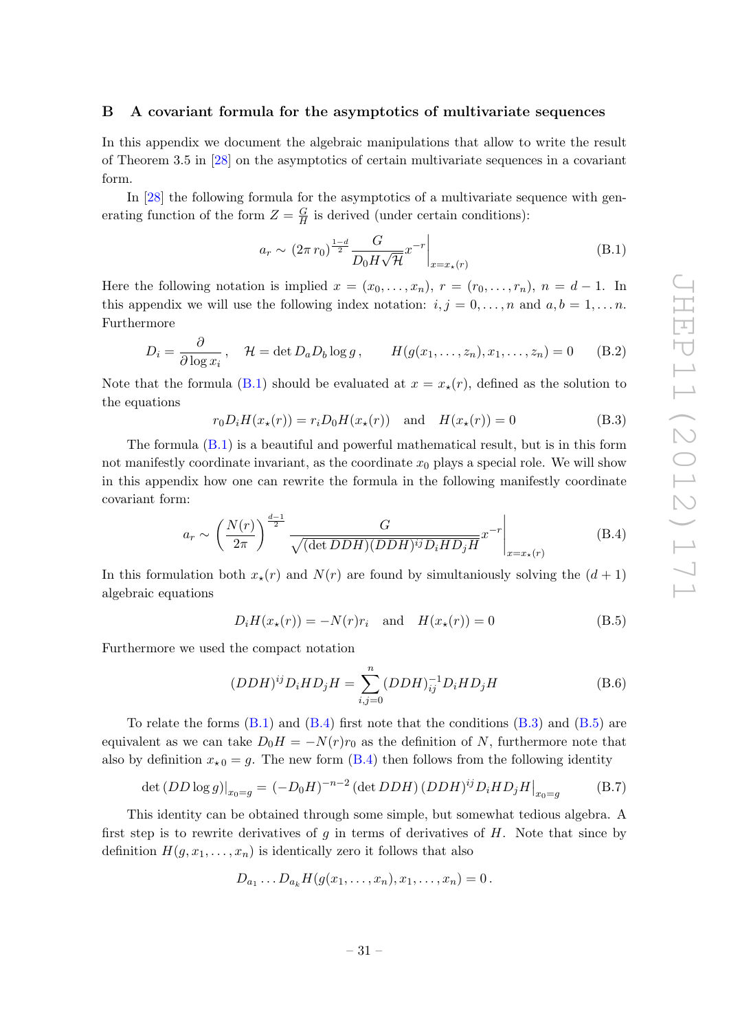## B A covariant formula for the asymptotics of multivariate sequences

In this appendix we document the algebraic manipulations that allow to write the result of Theorem 3.5 in [28] on the asymptotics of certain multivariate sequences in a covariant form.

In [28] the following formula for the asymptotics of a multivariate sequence with generating function of the form $Z = \frac{G}{H}$ is derived (under certain conditions):

$$a_r \sim (2\pi\, r_0)^{\frac{1-d}{2}} \frac{G}{D_0 H \sqrt{\mathcal{H}}} x^{-r}\Big|_{x=x_\star(r)} \tag{B.1}$$

Here the following notation is implied $x = (x_0, \ldots, x_n)$, $r = (r_0, \ldots, r_n)$, $n = d-1$. In this appendix we will use the following index notation: $i, j = 0, \ldots, n$ and $a, b = 1, \ldots n$. Furthermore

$$D_i = \frac{\partial}{\partial \log x_i}\,, \quad \mathcal{H} = \det D_a D_b \log g\,, \qquad H(g(x_1, \ldots, z_n), x_1, \ldots, z_n) = 0 \tag{B.2}$$

Note that the formula (B.1) should be evaluated at $x = x_\star(r)$, defined as the solution to the equations

$$r_0 D_i H(x_\star(r)) = r_i D_0 H(x_\star(r)) \quad \text{and} \quad H(x_\star(r)) = 0 \tag{B.3}$$

The formula (B.1) is a beautiful and powerful mathematical result, but is in this form not manifestly coordinate invariant, as the coordinate $x_0$ plays a special role. We will show in this appendix how one can rewrite the formula in the following manifestly coordinate covariant form:

$$a_r \sim \left(\frac{N(r)}{2\pi}\right)^{\frac{d-1}{2}} \frac{G}{\sqrt{(\det DDH)(DDH)^{ij} D_i H D_j H}} x^{-r}\Bigg|_{x=x_\star(r)} \tag{B.4}$$

In this formulation both $x_\star(r)$ and $N(r)$ are found by simultaniously solving the $(d+1)$ algebraic equations

$$D_i H(x_\star(r)) = -N(r) r_i \quad \text{and} \quad H(x_\star(r)) = 0 \tag{B.5}$$

Furthermore we used the compact notation

$$(DDH)^{ij} D_i H D_j H = \sum_{i,j=0}^{n} (DDH)^{-1}_{ij} D_i H D_j H \tag{B.6}$$

To relate the forms (B.1) and (B.4) first note that the conditions (B.3) and (B.5) are equivalent as we can take $D_0 H = -N(r) r_0$ as the definition of $N$, furthermore note that also by definition $x_{\star 0} = g$. The new form (B.4) then follows from the following identity

$$\det (DD \log g)|_{x_0=g} = (-D_0 H)^{-n-2} (\det DDH)\, (DDH)^{ij} D_i H D_j H\big|_{x_0=g} \tag{B.7}$$

This identity can be obtained through some simple, but somewhat tedious algebra. A first step is to rewrite derivatives of $g$ in terms of derivatives of $H$. Note that since by definition $H(g, x_1, \ldots, x_n)$ is identically zero it follows that also

$$D_{a_1} \ldots D_{a_k} H(g(x_1, \ldots, x_n), x_1, \ldots, x_n) = 0\,.$$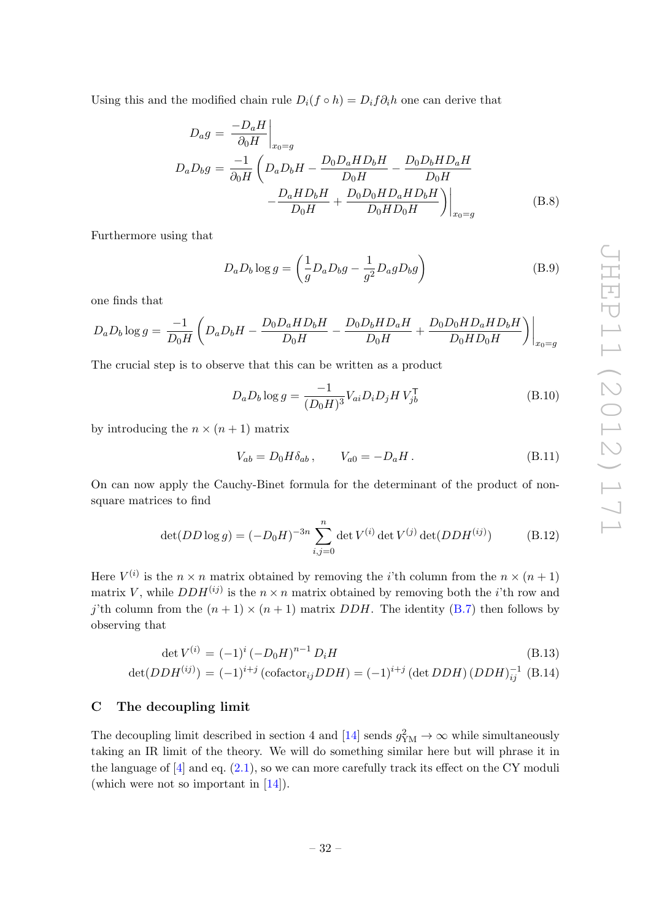Using this and the modified chain rule $D_i(f \circ h) = D_i f \partial_i h$ one can derive that

$$
\begin{aligned}
D_a g &= \left. \frac{-D_a H}{\partial_0 H} \right|_{x_0 = g} \\
D_a D_b g &= \frac{-1}{\partial_0 H} \left( D_a D_b H - \frac{D_0 D_a H D_b H}{D_0 H} - \frac{D_0 D_b H D_a H}{D_0 H} \right. \\
&\qquad\qquad \left. \left. - \frac{D_a H D_b H}{D_0 H} + \frac{D_0 D_0 H D_a H D_b H}{D_0 H D_0 H} \right) \right|_{x_0 = g}
\end{aligned}
\tag{B.8}
$$

Furthermore using that

$$
D_a D_b \log g = \left( \frac{1}{g} D_a D_b g - \frac{1}{g^2} D_a g D_b g \right) \tag{B.9}
$$

one finds that

$$
D_a D_b \log g = \frac{-1}{D_0 H} \left( D_a D_b H - \frac{D_0 D_a H D_b H}{D_0 H} - \frac{D_0 D_b H D_a H}{D_0 H} + \frac{D_0 D_0 H D_a H D_b H}{D_0 H D_0 H} \right) \Bigg|_{x_0 = g}
$$

The crucial step is to observe that this can be written as a product

$$
D_a D_b \log g = \frac{-1}{(D_0 H)^3} V_{ai} D_i D_j H \, V^{\intercal}_{jb} \tag{B.10}
$$

by introducing the $n \times (n+1)$ matrix

$$
V_{ab} = D_0 H \delta_{ab} \,, \qquad V_{a0} = -D_a H \,. \tag{B.11}
$$

On can now apply the Cauchy-Binet formula for the determinant of the product of non-square matrices to find

$$
\det(DD \log g) = (-D_0 H)^{-3n} \sum_{i,j=0}^{n} \det V^{(i)} \det V^{(j)} \det(DDH^{(ij)}) \tag{B.12}
$$

Here $V^{(i)}$ is the $n \times n$ matrix obtained by removing the $i$'th column from the $n \times (n+1)$ matrix $V$, while $DDH^{(ij)}$ is the $n \times n$ matrix obtained by removing both the $i$'th row and $j$'th column from the $(n+1) \times (n+1)$ matrix $DDH$. The identity (B.7) then follows by observing that

$$
\det V^{(i)} = (-1)^i \, (-D_0 H)^{n-1} \, D_i H \tag{B.13}
$$

$$
\det(DDH^{(ij)}) = (-1)^{i+j} \, (\mathrm{cofactor}_{ij} DDH) = (-1)^{i+j} \, (\det DDH) \, (DDH)^{-1}_{ij} \tag{B.14}
$$

# C The decoupling limit

The decoupling limit described in section 4 and [14] sends $g^2_{\mathrm{YM}} \to \infty$ while simultaneously taking an IR limit of the theory. We will do something similar here but will phrase it in the language of [4] and eq. (2.1), so we can more carefully track its effect on the CY moduli (which were not so important in [14]).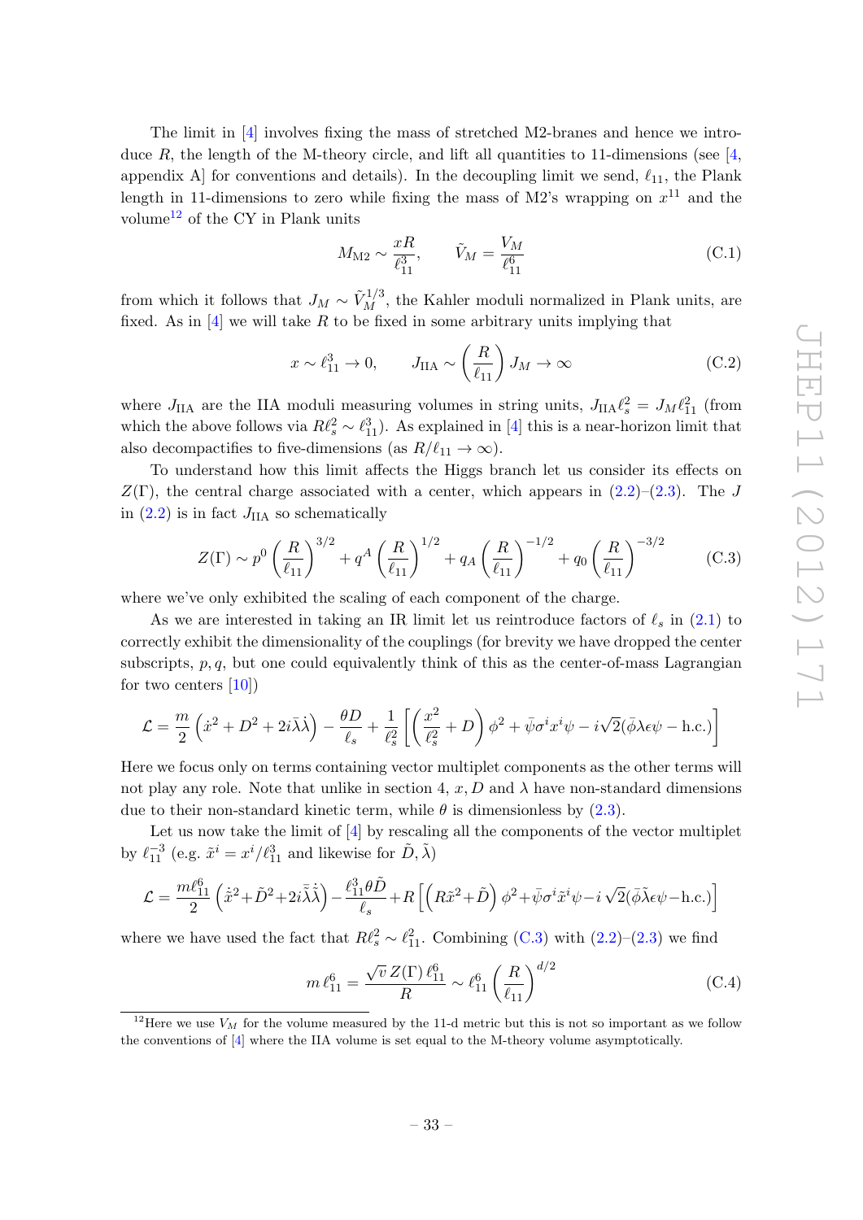The limit in [4] involves fixing the mass of stretched M2-branes and hence we introduce $R$, the length of the M-theory circle, and lift all quantities to 11-dimensions (see [4, appendix A] for conventions and details). In the decoupling limit we send, $\ell_{11}$, the Plank length in 11-dimensions to zero while fixing the mass of M2's wrapping on $x^{11}$ and the volume[12] of the CY in Plank units

$$M_{\mathrm{M2}} \sim \frac{xR}{\ell_{11}^3}, \qquad \tilde{V}_M = \frac{V_M}{\ell_{11}^6} \tag{C.1}$$

from which it follows that $J_M \sim \tilde{V}_M^{1/3}$, the Kahler moduli normalized in Plank units, are fixed. As in [4] we will take $R$ to be fixed in some arbitrary units implying that

$$x \sim \ell_{11}^3 \to 0, \qquad J_{\mathrm{IIA}} \sim \left(\frac{R}{\ell_{11}}\right) J_M \to \infty \tag{C.2}$$

where $J_{\mathrm{IIA}}$ are the IIA moduli measuring volumes in string units, $J_{\mathrm{IIA}}\ell_s^2 = J_M \ell_{11}^2$ (from which the above follows via $R\ell_s^2 \sim \ell_{11}^3$). As explained in [4] this is a near-horizon limit that also decompactifies to five-dimensions (as $R/\ell_{11} \to \infty$).

To understand how this limit affects the Higgs branch let us consider its effects on $Z(\Gamma)$, the central charge associated with a center, which appears in (2.2)–(2.3). The $J$ in (2.2) is in fact $J_{\mathrm{IIA}}$ so schematically

$$Z(\Gamma) \sim p^0 \left(\frac{R}{\ell_{11}}\right)^{3/2} + q^A \left(\frac{R}{\ell_{11}}\right)^{1/2} + q_A \left(\frac{R}{\ell_{11}}\right)^{-1/2} + q_0 \left(\frac{R}{\ell_{11}}\right)^{-3/2} \tag{C.3}$$

where we've only exhibited the scaling of each component of the charge.

As we are interested in taking an IR limit let us reintroduce factors of $\ell_s$ in (2.1) to correctly exhibit the dimensionality of the couplings (for brevity we have dropped the center subscripts, $p, q$, but one could equivalently think of this as the center-of-mass Lagrangian for two centers [10])

$$\mathcal{L} = \frac{m}{2}\left(\dot{x}^2 + D^2 + 2i\bar{\lambda}\dot{\lambda}\right) - \frac{\theta D}{\ell_s} + \frac{1}{\ell_s^2}\left[\left(\frac{x^2}{\ell_s^2} + D\right)\phi^2 + \bar{\psi}\sigma^i x^i \psi - i\sqrt{2}(\bar{\phi}\lambda\epsilon\psi - \text{h.c.})\right]$$

Here we focus only on terms containing vector multiplet components as the other terms will not play any role. Note that unlike in section 4, $x, D$ and $\lambda$ have non-standard dimensions due to their non-standard kinetic term, while $\theta$ is dimensionless by (2.3).

Let us now take the limit of [4] by rescaling all the components of the vector multiplet by $\ell_{11}^{-3}$ (e.g. $\tilde{x}^i = x^i/\ell_{11}^3$ and likewise for $\tilde{D}, \tilde{\lambda}$)

$$\mathcal{L} = \frac{m\ell_{11}^6}{2}\left(\dot{\tilde{x}}^2 + \tilde{D}^2 + 2i\bar{\tilde{\lambda}}\dot{\tilde{\lambda}}\right) - \frac{\ell_{11}^3\theta\tilde{D}}{\ell_s} + R\left[\left(R\tilde{x}^2 + \tilde{D}\right)\phi^2 + \bar{\psi}\sigma^i\tilde{x}^i\psi - i\sqrt{2}(\bar{\phi}\tilde{\lambda}\epsilon\psi - \text{h.c.})\right]$$

where we have used the fact that $R\ell_s^2 \sim \ell_{11}^2$. Combining (C.3) with (2.2)–(2.3) we find

$$m\,\ell_{11}^6 = \frac{\sqrt{v}\,Z(\Gamma)\,\ell_{11}^6}{R} \sim \ell_{11}^6\left(\frac{R}{\ell_{11}}\right)^{d/2} \tag{C.4}$$

[12] Here we use $V_M$ for the volume measured by the 11-d metric but this is not so important as we follow the conventions of [4] where the IIA volume is set equal to the M-theory volume asymptotically.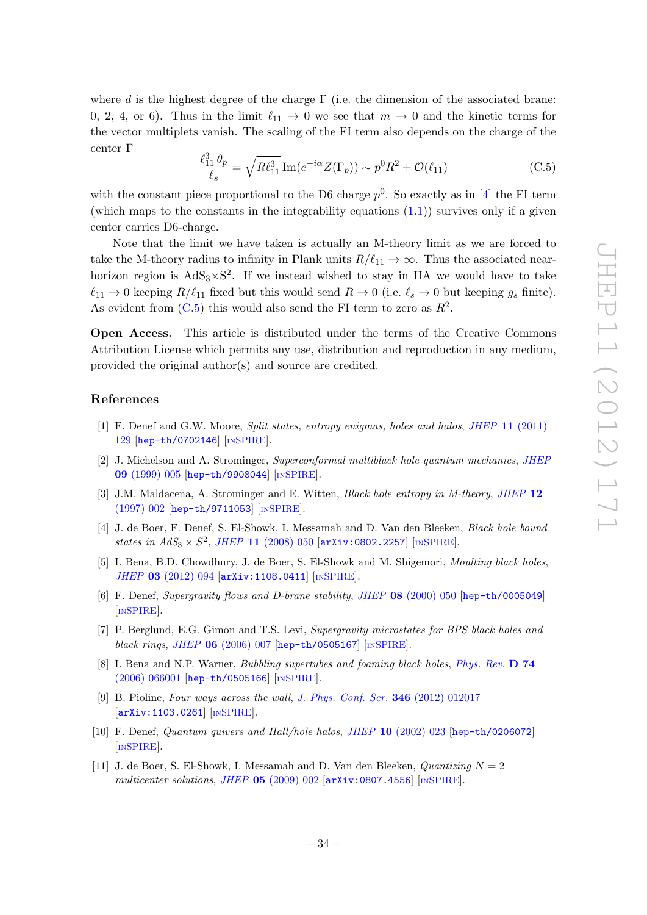where $d$ is the highest degree of the charge $\Gamma$ (i.e. the dimension of the associated brane: 0, 2, 4, or 6). Thus in the limit $\ell_{11} \to 0$ we see that $m \to 0$ and the kinetic terms for the vector multiplets vanish. The scaling of the FI term also depends on the charge of the center $\Gamma$

$$\frac{\ell_{11}^3 \, \theta_p}{\ell_s} = \sqrt{R\ell_{11}^3}\, \mathrm{Im}(e^{-i\alpha} Z(\Gamma_p)) \sim p^0 R^2 + \mathcal{O}(\ell_{11}) \tag{C.5}$$

with the constant piece proportional to the D6 charge $p^0$. So exactly as in [4] the FI term (which maps to the constants in the integrability equations (1.1)) survives only if a given center carries D6-charge.

Note that the limit we have taken is actually an M-theory limit as we are forced to take the M-theory radius to infinity in Plank units $R/\ell_{11} \to \infty$. Thus the associated near-horizon region is $\mathrm{AdS}_3 \times \mathrm{S}^2$. If we instead wished to stay in IIA we would have to take $\ell_{11} \to 0$ keeping $R/\ell_{11}$ fixed but this would send $R \to 0$ (i.e. $\ell_s \to 0$ but keeping $g_s$ finite). As evident from (C.5) this would also send the FI term to zero as $R^2$.

**Open Access.** This article is distributed under the terms of the Creative Commons Attribution License which permits any use, distribution and reproduction in any medium, provided the original author(s) and source are credited.

## References

[1] F. Denef and G.W. Moore, *Split states, entropy enigmas, holes and halos*, JHEP **11** (2011) 129 [hep-th/0702146] [INSPIRE].

[2] J. Michelson and A. Strominger, *Superconformal multiblack hole quantum mechanics*, JHEP **09** (1999) 005 [hep-th/9908044] [INSPIRE].

[3] J.M. Maldacena, A. Strominger and E. Witten, *Black hole entropy in M-theory*, JHEP **12** (1997) 002 [hep-th/9711053] [INSPIRE].

[4] J. de Boer, F. Denef, S. El-Showk, I. Messamah and D. Van den Bleeken, *Black hole bound states in $AdS_3 \times S^2$*, JHEP **11** (2008) 050 [arXiv:0802.2257] [INSPIRE].

[5] I. Bena, B.D. Chowdhury, J. de Boer, S. El-Showk and M. Shigemori, *Moulting black holes*, JHEP **03** (2012) 094 [arXiv:1108.0411] [INSPIRE].

[6] F. Denef, *Supergravity flows and D-brane stability*, JHEP **08** (2000) 050 [hep-th/0005049] [INSPIRE].

[7] P. Berglund, E.G. Gimon and T.S. Levi, *Supergravity microstates for BPS black holes and black rings*, JHEP **06** (2006) 007 [hep-th/0505167] [INSPIRE].

[8] I. Bena and N.P. Warner, *Bubbling supertubes and foaming black holes*, Phys. Rev. **D 74** (2006) 066001 [hep-th/0505166] [INSPIRE].

[9] B. Pioline, *Four ways across the wall*, J. Phys. Conf. Ser. **346** (2012) 012017 [arXiv:1103.0261] [INSPIRE].

[10] F. Denef, *Quantum quivers and Hall/hole halos*, JHEP **10** (2002) 023 [hep-th/0206072] [INSPIRE].

[11] J. de Boer, S. El-Showk, I. Messamah and D. Van den Bleeken, *Quantizing $N = 2$ multicenter solutions*, JHEP **05** (2009) 002 [arXiv:0807.4556] [INSPIRE].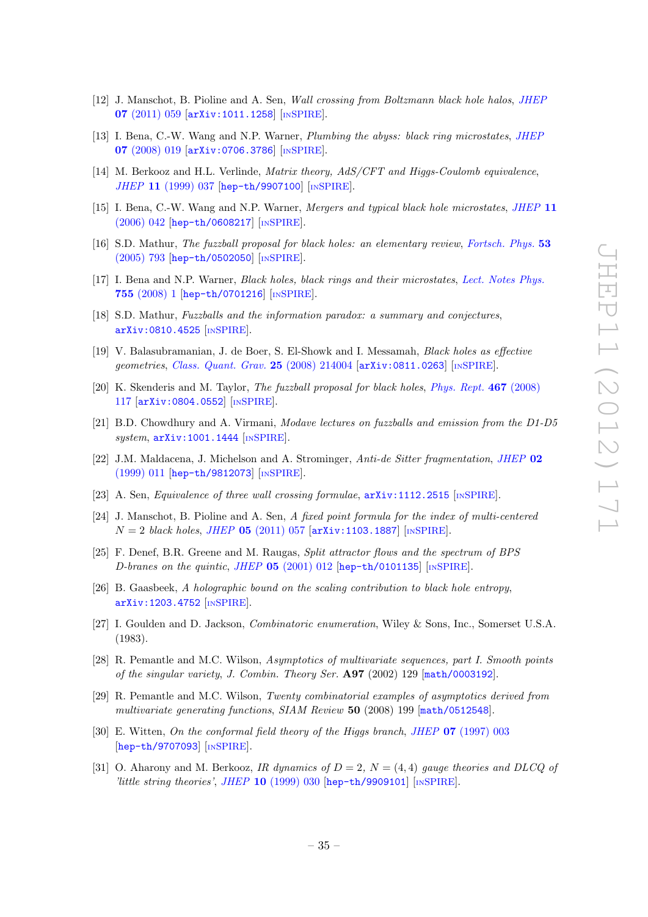- [12] J. Manschot, B. Pioline and A. Sen, *Wall crossing from Boltzmann black hole halos*, JHEP **07** (2011) 059 [arXiv:1011.1258] [INSPIRE].
- [13] I. Bena, C.-W. Wang and N.P. Warner, *Plumbing the abyss: black ring microstates*, JHEP **07** (2008) 019 [arXiv:0706.3786] [INSPIRE].
- [14] M. Berkooz and H.L. Verlinde, *Matrix theory, AdS/CFT and Higgs-Coulomb equivalence*, JHEP **11** (1999) 037 [hep-th/9907100] [INSPIRE].
- [15] I. Bena, C.-W. Wang and N.P. Warner, *Mergers and typical black hole microstates*, JHEP **11** (2006) 042 [hep-th/0608217] [INSPIRE].
- [16] S.D. Mathur, *The fuzzball proposal for black holes: an elementary review*, Fortsch. Phys. **53** (2005) 793 [hep-th/0502050] [INSPIRE].
- [17] I. Bena and N.P. Warner, *Black holes, black rings and their microstates*, Lect. Notes Phys. **755** (2008) 1 [hep-th/0701216] [INSPIRE].
- [18] S.D. Mathur, *Fuzzballs and the information paradox: a summary and conjectures*, arXiv:0810.4525 [INSPIRE].
- [19] V. Balasubramanian, J. de Boer, S. El-Showk and I. Messamah, *Black holes as effective geometries*, Class. Quant. Grav. **25** (2008) 214004 [arXiv:0811.0263] [INSPIRE].
- [20] K. Skenderis and M. Taylor, *The fuzzball proposal for black holes*, Phys. Rept. **467** (2008) 117 [arXiv:0804.0552] [INSPIRE].
- [21] B.D. Chowdhury and A. Virmani, *Modave lectures on fuzzballs and emission from the D1-D5 system*, arXiv:1001.1444 [INSPIRE].
- [22] J.M. Maldacena, J. Michelson and A. Strominger, *Anti-de Sitter fragmentation*, JHEP **02** (1999) 011 [hep-th/9812073] [INSPIRE].
- [23] A. Sen, *Equivalence of three wall crossing formulae*, arXiv:1112.2515 [INSPIRE].
- [24] J. Manschot, B. Pioline and A. Sen, *A fixed point formula for the index of multi-centered $N = 2$ black holes*, JHEP **05** (2011) 057 [arXiv:1103.1887] [INSPIRE].
- [25] F. Denef, B.R. Greene and M. Raugas, *Split attractor flows and the spectrum of BPS D-branes on the quintic*, JHEP **05** (2001) 012 [hep-th/0101135] [INSPIRE].
- [26] B. Gaasbeek, *A holographic bound on the scaling contribution to black hole entropy*, arXiv:1203.4752 [INSPIRE].
- [27] I. Goulden and D. Jackson, *Combinatoric enumeration*, Wiley & Sons, Inc., Somerset U.S.A. (1983).
- [28] R. Pemantle and M.C. Wilson, *Asymptotics of multivariate sequences, part I. Smooth points of the singular variety*, J. Combin. Theory Ser. **A97** (2002) 129 [math/0003192].
- [29] R. Pemantle and M.C. Wilson, *Twenty combinatorial examples of asymptotics derived from multivariate generating functions*, SIAM Review **50** (2008) 199 [math/0512548].
- [30] E. Witten, *On the conformal field theory of the Higgs branch*, JHEP **07** (1997) 003 [hep-th/9707093] [INSPIRE].
- [31] O. Aharony and M. Berkooz, *IR dynamics of $D = 2$, $N = (4, 4)$ gauge theories and DLCQ of 'little string theories'*, JHEP **10** (1999) 030 [hep-th/9909101] [INSPIRE].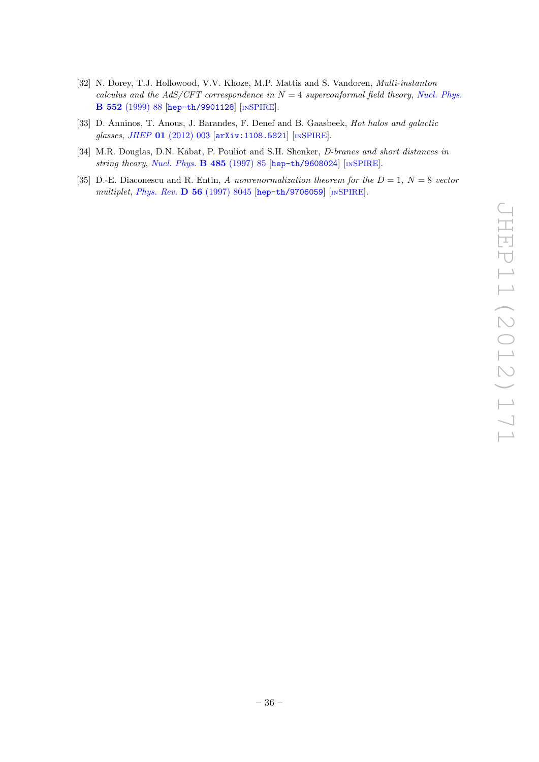[32] N. Dorey, T.J. Hollowood, V.V. Khoze, M.P. Mattis and S. Vandoren, *Multi-instanton calculus and the AdS/CFT correspondence in $N = 4$ superconformal field theory*, Nucl. Phys. **B 552** (1999) 88 [hep-th/9901128] [INSPIRE].

[33] D. Anninos, T. Anous, J. Barandes, F. Denef and B. Gaasbeek, *Hot halos and galactic glasses*, JHEP **01** (2012) 003 [arXiv:1108.5821] [INSPIRE].

[34] M.R. Douglas, D.N. Kabat, P. Pouliot and S.H. Shenker, *D-branes and short distances in string theory*, Nucl. Phys. **B 485** (1997) 85 [hep-th/9608024] [INSPIRE].

[35] D.-E. Diaconescu and R. Entin, *A nonrenormalization theorem for the $D = 1$, $N = 8$ vector multiplet*, Phys. Rev. **D 56** (1997) 8045 [hep-th/9706059] [INSPIRE].